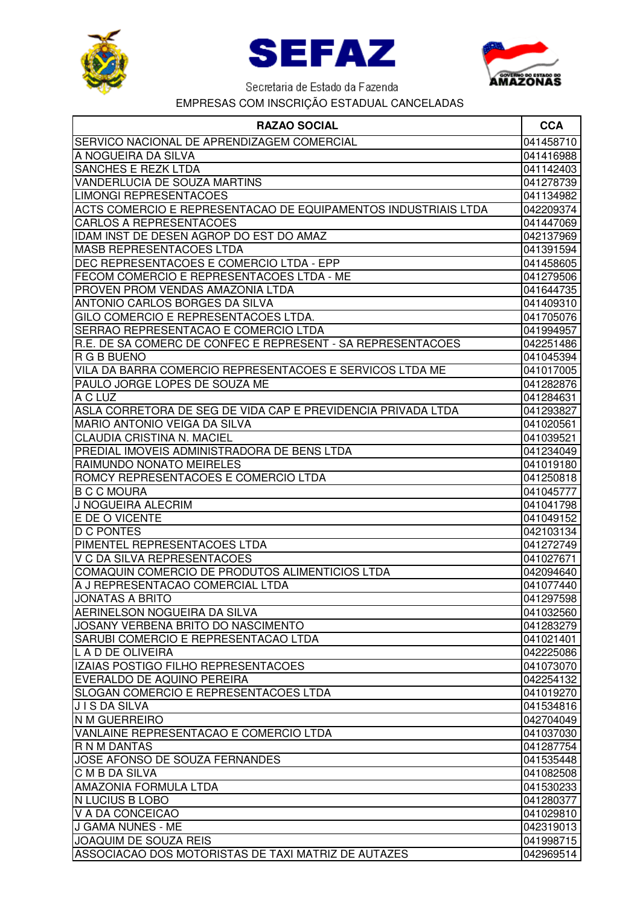**SEFAZ**

Secretaria de Estado da Fazenda

EMPRESAS COM INSCRIÇÃO ESTADUAL CANCELADAS

| RAZAO SOCIAL | CCA |
|---|---|
| SERVICO NACIONAL DE APRENDIZAGEM COMERCIAL | 041458710 |
| A NOGUEIRA DA SILVA | 041416988 |
| SANCHES E REZK LTDA | 041142403 |
| VANDERLUCIA DE SOUZA MARTINS | 041278739 |
| LIMONGI REPRESENTACOES | 041134982 |
| ACTS COMERCIO E REPRESENTACAO DE EQUIPAMENTOS INDUSTRIAIS LTDA | 042209374 |
| CARLOS A REPRESENTACOES | 041447069 |
| IDAM INST DE DESEN AGROP DO EST DO AMAZ | 042137969 |
| MASB REPRESENTACOES LTDA | 041391594 |
| DEC REPRESENTACOES E COMERCIO LTDA - EPP | 041458605 |
| FECOM COMERCIO E REPRESENTACOES LTDA - ME | 041279506 |
| PROVEN PROM VENDAS AMAZONIA LTDA | 041644735 |
| ANTONIO CARLOS BORGES DA SILVA | 041409310 |
| GILO COMERCIO E REPRESENTACOES LTDA. | 041705076 |
| SERRAO REPRESENTACAO E COMERCIO LTDA | 041994957 |
| R.E. DE SA COMERC DE CONFEC E REPRESENT - SA REPRESENTACOES | 042251486 |
| R G B BUENO | 041045394 |
| VILA DA BARRA COMERCIO REPRESENTACOES E SERVICOS LTDA ME | 041017005 |
| PAULO JORGE LOPES DE SOUZA ME | 041282876 |
| A C LUZ | 041284631 |
| ASLA CORRETORA DE SEG DE VIDA CAP E PREVIDENCIA PRIVADA LTDA | 041293827 |
| MARIO ANTONIO VEIGA DA SILVA | 041020561 |
| CLAUDIA CRISTINA N. MACIEL | 041039521 |
| PREDIAL IMOVEIS ADMINISTRADORA DE BENS LTDA | 041234049 |
| RAIMUNDO NONATO MEIRELES | 041019180 |
| ROMCY REPRESENTACOES E COMERCIO LTDA | 041250818 |
| B C C MOURA | 041045777 |
| J NOGUEIRA ALECRIM | 041041798 |
| E DE O VICENTE | 041049152 |
| D C PONTES | 042103134 |
| PIMENTEL REPRESENTACOES LTDA | 041272749 |
| V C DA SILVA REPRESENTACOES | 041027671 |
| COMAQUIN COMERCIO DE PRODUTOS ALIMENTICIOS LTDA | 042094640 |
| A J REPRESENTACAO COMERCIAL LTDA | 041077440 |
| JONATAS A BRITO | 041297598 |
| AERINELSON NOGUEIRA DA SILVA | 041032560 |
| JOSANY VERBENA BRITO DO NASCIMENTO | 041283279 |
| SARUBI COMERCIO E REPRESENTACAO LTDA | 041021401 |
| L A D DE OLIVEIRA | 042225086 |
| IZAIAS POSTIGO FILHO REPRESENTACOES | 041073070 |
| EVERALDO DE AQUINO PEREIRA | 042254132 |
| SLOGAN COMERCIO E REPRESENTACOES LTDA | 041019270 |
| J I S DA SILVA | 041534816 |
| N M GUERREIRO | 042704049 |
| VANLAINE REPRESENTACAO E COMERCIO LTDA | 041037030 |
| R N M DANTAS | 041287754 |
| JOSE AFONSO DE SOUZA FERNANDES | 041535448 |
| C M B DA SILVA | 041082508 |
| AMAZONIA FORMULA LTDA | 041530233 |
| N LUCIUS B LOBO | 041280377 |
| V A DA CONCEICAO | 041029810 |
| J GAMA NUNES - ME | 042319013 |
| JOAQUIM DE SOUZA REIS | 041998715 |
| ASSOCIACAO DOS MOTORISTAS DE TAXI MATRIZ DE AUTAZES | 042969514 |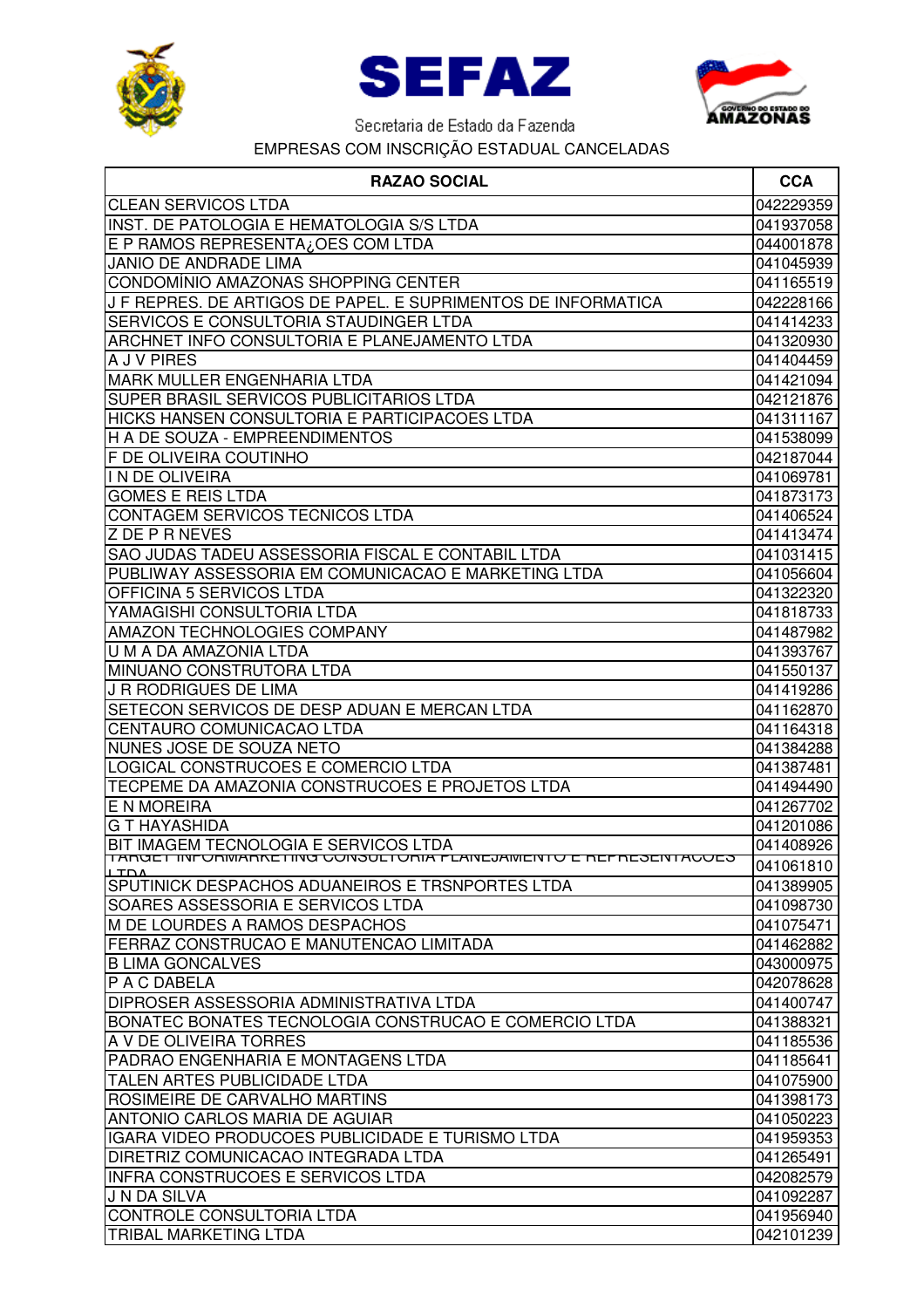SEFAZ

Secretaria de Estado da Fazenda

EMPRESAS COM INSCRIÇÃO ESTADUAL CANCELADAS

| RAZAO SOCIAL | CCA |
|---|---|
| CLEAN SERVICOS LTDA | 042229359 |
| INST. DE PATOLOGIA E HEMATOLOGIA S/S LTDA | 041937058 |
| E P RAMOS REPRESENTA¿OES COM LTDA | 044001878 |
| JANIO DE ANDRADE LIMA | 041045939 |
| CONDOMÍNIO AMAZONAS SHOPPING CENTER | 041165519 |
| J F REPRES. DE ARTIGOS DE PAPEL. E SUPRIMENTOS DE INFORMATICA | 042228166 |
| SERVICOS E CONSULTORIA STAUDINGER LTDA | 041414233 |
| ARCHNET INFO CONSULTORIA E PLANEJAMENTO LTDA | 041320930 |
| A J V PIRES | 041404459 |
| MARK MULLER ENGENHARIA LTDA | 041421094 |
| SUPER BRASIL SERVICOS PUBLICITARIOS LTDA | 042121876 |
| HICKS HANSEN CONSULTORIA E PARTICIPACOES LTDA | 041311167 |
| H A DE SOUZA - EMPREENDIMENTOS | 041538099 |
| F DE OLIVEIRA COUTINHO | 042187044 |
| I N DE OLIVEIRA | 041069781 |
| GOMES E REIS LTDA | 041873173 |
| CONTAGEM SERVICOS TECNICOS LTDA | 041406524 |
| Z DE P R NEVES | 041413474 |
| SAO JUDAS TADEU ASSESSORIA FISCAL E CONTABIL LTDA | 041031415 |
| PUBLIWAY ASSESSORIA EM COMUNICACAO E MARKETING LTDA | 041056604 |
| OFFICINA 5 SERVICOS LTDA | 041322320 |
| YAMAGISHI CONSULTORIA LTDA | 041818733 |
| AMAZON TECHNOLOGIES COMPANY | 041487982 |
| U M A DA AMAZONIA LTDA | 041393767 |
| MINUANO CONSTRUTORA LTDA | 041550137 |
| J R RODRIGUES DE LIMA | 041419286 |
| SETECON SERVICOS DE DESP ADUAN E MERCAN LTDA | 041162870 |
| CENTAURO COMUNICACAO LTDA | 041164318 |
| NUNES JOSE DE SOUZA NETO | 041384288 |
| LOGICAL CONSTRUCOES E COMERCIO LTDA | 041387481 |
| TECPEME DA AMAZONIA CONSTRUCOES E PROJETOS LTDA | 041494490 |
| E N MOREIRA | 041267702 |
| G T HAYASHIDA | 041201086 |
| BIT IMAGEM TECNOLOGIA E SERVICOS LTDA | 041408926 |
| TARGET INFORMARKETING CONSULTORIA PLANEJAMENTO E REPRESENTACOES LTDA | 041061810 |
| SPUTINICK DESPACHOS ADUANEIROS E TRSNPORTES LTDA | 041389905 |
| SOARES ASSESSORIA E SERVICOS LTDA | 041098730 |
| M DE LOURDES A RAMOS DESPACHOS | 041075471 |
| FERRAZ CONSTRUCAO E MANUTENCAO LIMITADA | 041462882 |
| B LIMA GONCALVES | 043000975 |
| P A C DABELA | 042078628 |
| DIPROSER ASSESSORIA ADMINISTRATIVA LTDA | 041400747 |
| BONATEC BONATES TECNOLOGIA CONSTRUCAO E COMERCIO LTDA | 041388321 |
| A V DE OLIVEIRA TORRES | 041185536 |
| PADRAO ENGENHARIA E MONTAGENS LTDA | 041185641 |
| TALEN ARTES PUBLICIDADE LTDA | 041075900 |
| ROSIMEIRE DE CARVALHO MARTINS | 041398173 |
| ANTONIO CARLOS MARIA DE AGUIAR | 041050223 |
| IGARA VIDEO PRODUCOES PUBLICIDADE E TURISMO LTDA | 041959353 |
| DIRETRIZ COMUNICACAO INTEGRADA LTDA | 041265491 |
| INFRA CONSTRUCOES E SERVICOS LTDA | 042082579 |
| J N DA SILVA | 041092287 |
| CONTROLE CONSULTORIA LTDA | 041956940 |
| TRIBAL MARKETING LTDA | 042101239 |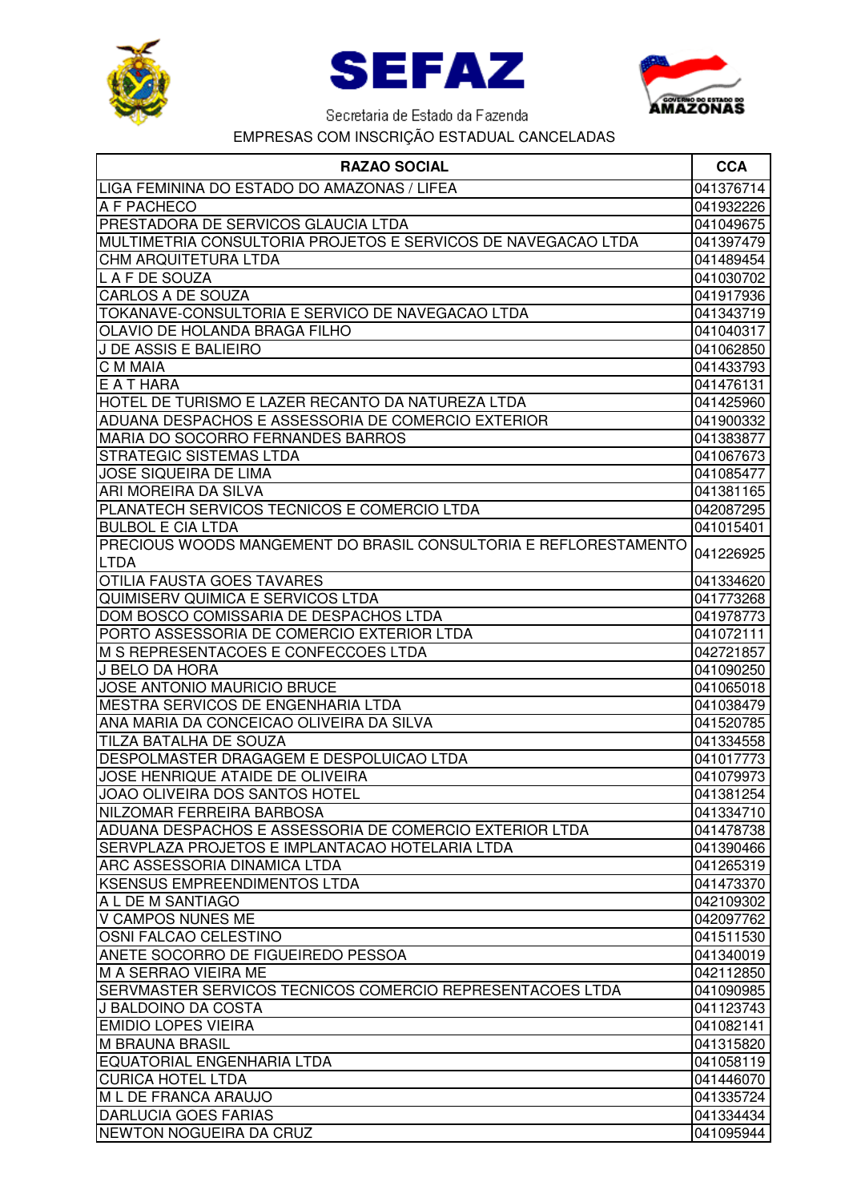SEFAZ

Secretaria de Estado da Fazenda

EMPRESAS COM INSCRIÇÃO ESTADUAL CANCELADAS

| RAZAO SOCIAL | CCA |
|---|---|
| LIGA FEMININA DO ESTADO DO AMAZONAS / LIFEA | 041376714 |
| A F PACHECO | 041932226 |
| PRESTADORA DE SERVICOS GLAUCIA LTDA | 041049675 |
| MULTIMETRIA CONSULTORIA PROJETOS E SERVICOS DE NAVEGACAO LTDA | 041397479 |
| CHM ARQUITETURA LTDA | 041489454 |
| L A F DE SOUZA | 041030702 |
| CARLOS A DE SOUZA | 041917936 |
| TOKANAVE-CONSULTORIA E SERVICO DE NAVEGACAO LTDA | 041343719 |
| OLAVIO DE HOLANDA BRAGA FILHO | 041040317 |
| J DE ASSIS E BALIEIRO | 041062850 |
| C M MAIA | 041433793 |
| E A T HARA | 041476131 |
| HOTEL DE TURISMO E LAZER RECANTO DA NATUREZA LTDA | 041425960 |
| ADUANA DESPACHOS E ASSESSORIA DE COMERCIO EXTERIOR | 041900332 |
| MARIA DO SOCORRO FERNANDES BARROS | 041383877 |
| STRATEGIC SISTEMAS LTDA | 041067673 |
| JOSE SIQUEIRA DE LIMA | 041085477 |
| ARI MOREIRA DA SILVA | 041381165 |
| PLANATECH SERVICOS TECNICOS E COMERCIO LTDA | 042087295 |
| BULBOL E CIA LTDA | 041015401 |
| PRECIOUS WOODS MANGEMENT DO BRASIL CONSULTORIA E REFLORESTAMENTO LTDA | 041226925 |
| OTILIA FAUSTA GOES TAVARES | 041334620 |
| QUIMISERV QUIMICA E SERVICOS LTDA | 041773268 |
| DOM BOSCO COMISSARIA DE DESPACHOS LTDA | 041978773 |
| PORTO ASSESSORIA DE COMERCIO EXTERIOR LTDA | 041072111 |
| M S REPRESENTACOES E CONFECCOES LTDA | 042721857 |
| J BELO DA HORA | 041090250 |
| JOSE ANTONIO MAURICIO BRUCE | 041065018 |
| MESTRA SERVICOS DE ENGENHARIA LTDA | 041038479 |
| ANA MARIA DA CONCEICAO OLIVEIRA DA SILVA | 041520785 |
| TILZA BATALHA DE SOUZA | 041334558 |
| DESPOLMASTER DRAGAGEM E DESPOLUICAO LTDA | 041017773 |
| JOSE HENRIQUE ATAIDE DE OLIVEIRA | 041079973 |
| JOAO OLIVEIRA DOS SANTOS HOTEL | 041381254 |
| NILZOMAR FERREIRA BARBOSA | 041334710 |
| ADUANA DESPACHOS E ASSESSORIA DE COMERCIO EXTERIOR LTDA | 041478738 |
| SERVPLAZA PROJETOS E IMPLANTACAO HOTELARIA LTDA | 041390466 |
| ARC ASSESSORIA DINAMICA LTDA | 041265319 |
| KSENSUS EMPREENDIMENTOS LTDA | 041473370 |
| A L DE M SANTIAGO | 042109302 |
| V CAMPOS NUNES ME | 042097762 |
| OSNI FALCAO CELESTINO | 041511530 |
| ANETE SOCORRO DE FIGUEIREDO PESSOA | 041340019 |
| M A SERRAO VIEIRA ME | 042112850 |
| SERVMASTER SERVICOS TECNICOS COMERCIO REPRESENTACOES LTDA | 041090985 |
| J BALDOINO DA COSTA | 041123743 |
| EMIDIO LOPES VIEIRA | 041082141 |
| M BRAUNA BRASIL | 041315820 |
| EQUATORIAL ENGENHARIA LTDA | 041058119 |
| CURICA HOTEL LTDA | 041446070 |
| M L DE FRANCA ARAUJO | 041335724 |
| DARLUCIA GOES FARIAS | 041334434 |
| NEWTON NOGUEIRA DA CRUZ | 041095944 |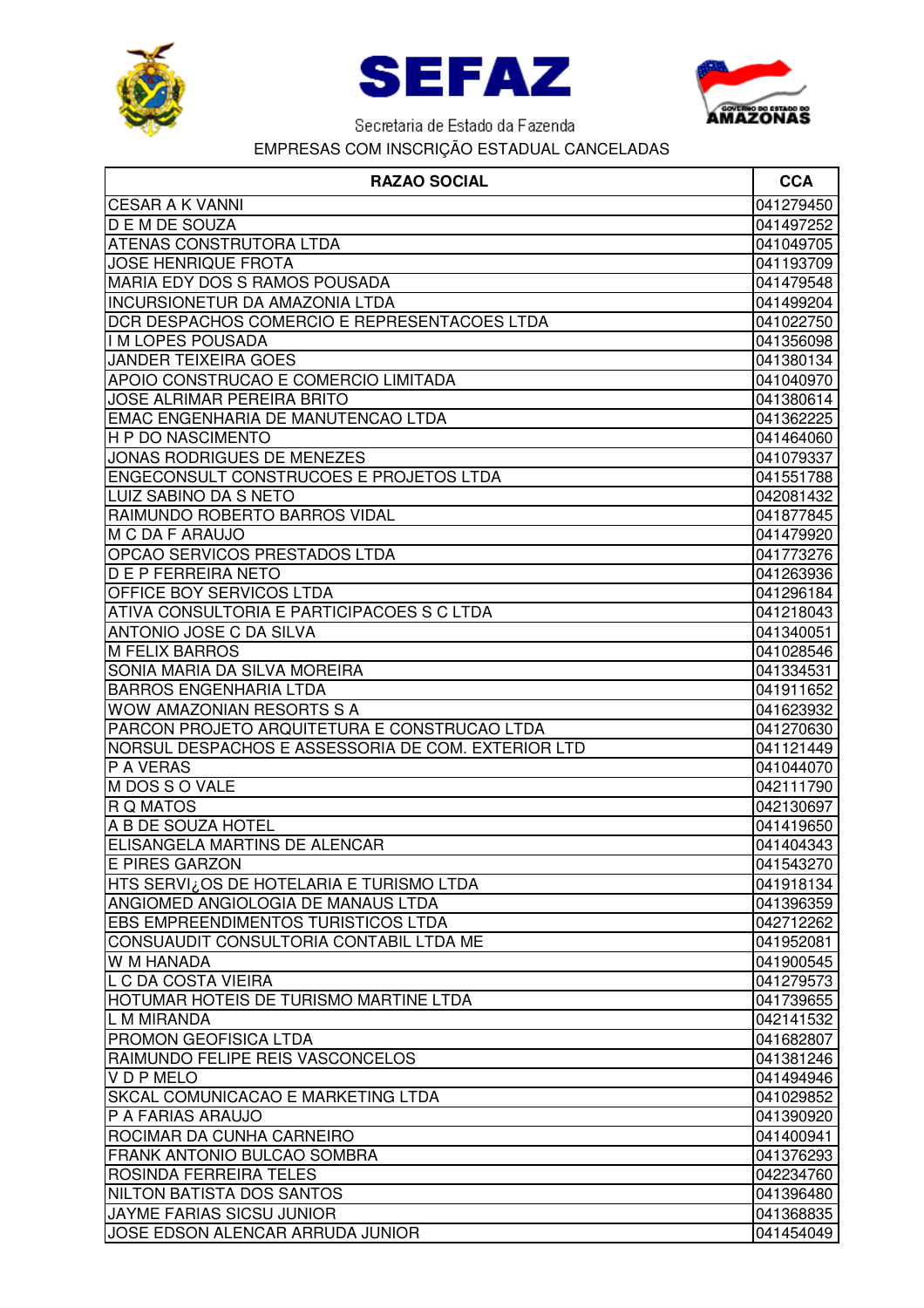SEFAZ

Secretaria de Estado da Fazenda

EMPRESAS COM INSCRIÇÃO ESTADUAL CANCELADAS

| RAZAO SOCIAL | CCA |
|---|---|
| CESAR A K VANNI | 041279450 |
| D E M DE SOUZA | 041497252 |
| ATENAS CONSTRUTORA LTDA | 041049705 |
| JOSE HENRIQUE FROTA | 041193709 |
| MARIA EDY DOS S RAMOS POUSADA | 041479548 |
| INCURSIONETUR DA AMAZONIA LTDA | 041499204 |
| DCR DESPACHOS COMERCIO E REPRESENTACOES LTDA | 041022750 |
| I M LOPES POUSADA | 041356098 |
| JANDER TEIXEIRA GOES | 041380134 |
| APOIO CONSTRUCAO E COMERCIO LIMITADA | 041040970 |
| JOSE ALRIMAR PEREIRA BRITO | 041380614 |
| EMAC ENGENHARIA DE MANUTENCAO LTDA | 041362225 |
| H P DO NASCIMENTO | 041464060 |
| JONAS RODRIGUES DE MENEZES | 041079337 |
| ENGECONSULT CONSTRUCOES E PROJETOS LTDA | 041551788 |
| LUIZ SABINO DA S NETO | 042081432 |
| RAIMUNDO ROBERTO BARROS VIDAL | 041877845 |
| M C DA F ARAUJO | 041479920 |
| OPCAO SERVICOS PRESTADOS LTDA | 041773276 |
| D E P FERREIRA NETO | 041263936 |
| OFFICE BOY SERVICOS LTDA | 041296184 |
| ATIVA CONSULTORIA E PARTICIPACOES S C LTDA | 041218043 |
| ANTONIO JOSE C DA SILVA | 041340051 |
| M FELIX BARROS | 041028546 |
| SONIA MARIA DA SILVA MOREIRA | 041334531 |
| BARROS ENGENHARIA LTDA | 041911652 |
| WOW AMAZONIAN RESORTS S A | 041623932 |
| PARCON PROJETO ARQUITETURA E CONSTRUCAO LTDA | 041270630 |
| NORSUL DESPACHOS E ASSESSORIA DE COM. EXTERIOR LTD | 041121449 |
| P A VERAS | 041044070 |
| M DOS S O VALE | 042111790 |
| R Q MATOS | 042130697 |
| A B DE SOUZA HOTEL | 041419650 |
| ELISANGELA MARTINS DE ALENCAR | 041404343 |
| E PIRES GARZON | 041543270 |
| HTS SERVI¿OS DE HOTELARIA E TURISMO LTDA | 041918134 |
| ANGIOMED ANGIOLOGIA DE MANAUS LTDA | 041396359 |
| EBS EMPREENDIMENTOS TURISTICOS LTDA | 042712262 |
| CONSUAUDIT CONSULTORIA CONTABIL LTDA ME | 041952081 |
| W M HANADA | 041900545 |
| L C DA COSTA VIEIRA | 041279573 |
| HOTUMAR HOTEIS DE TURISMO MARTINE LTDA | 041739655 |
| L M MIRANDA | 042141532 |
| PROMON GEOFISICA LTDA | 041682807 |
| RAIMUNDO FELIPE REIS VASCONCELOS | 041381246 |
| V D P MELO | 041494946 |
| SKCAL COMUNICACAO E MARKETING LTDA | 041029852 |
| P A FARIAS ARAUJO | 041390920 |
| ROCIMAR DA CUNHA CARNEIRO | 041400941 |
| FRANK ANTONIO BULCAO SOMBRA | 041376293 |
| ROSINDA FERREIRA TELES | 042234760 |
| NILTON BATISTA DOS SANTOS | 041396480 |
| JAYME FARIAS SICSU JUNIOR | 041368835 |
| JOSE EDSON ALENCAR ARRUDA JUNIOR | 041454049 |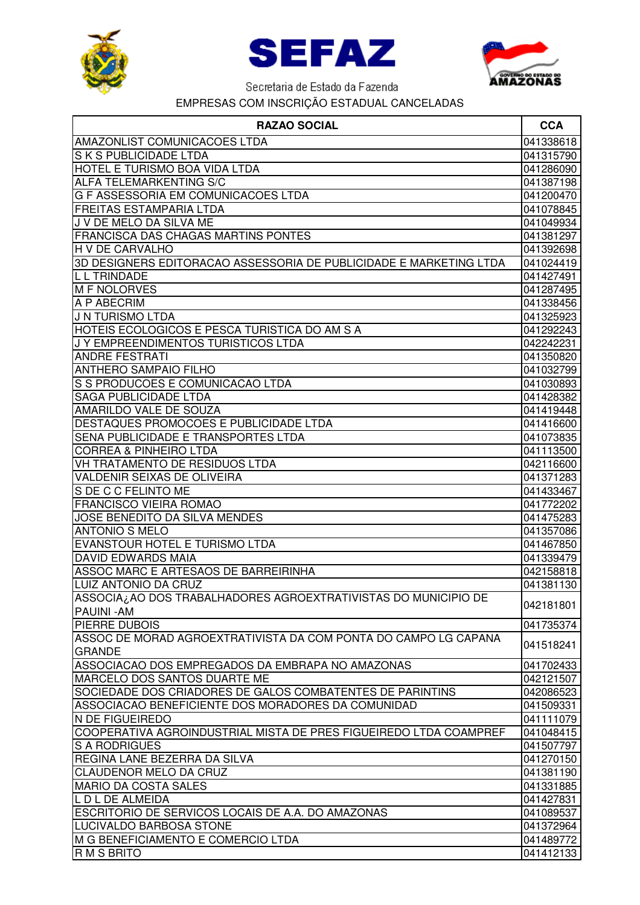SEFAZ

Secretaria de Estado da Fazenda

EMPRESAS COM INSCRIÇÃO ESTADUAL CANCELADAS

| RAZAO SOCIAL | CCA |
|---|---|
| AMAZONLIST COMUNICACOES LTDA | 041338618 |
| S K S PUBLICIDADE LTDA | 041315790 |
| HOTEL E TURISMO BOA VIDA LTDA | 041286090 |
| ALFA TELEMARKENTING S/C | 041387198 |
| G F ASSESSORIA EM COMUNICACOES LTDA | 041200470 |
| FREITAS ESTAMPARIA LTDA | 041078845 |
| J V DE MELO DA SILVA ME | 041049934 |
| FRANCISCA DAS CHAGAS MARTINS PONTES | 041381297 |
| H V DE CARVALHO | 041392698 |
| 3D DESIGNERS EDITORACAO ASSESSORIA DE PUBLICIDADE E MARKETING LTDA | 041024419 |
| L L TRINDADE | 041427491 |
| M F NOLORVES | 041287495 |
| A P ABECRIM | 041338456 |
| J N TURISMO LTDA | 041325923 |
| HOTEIS ECOLOGICOS E PESCA TURISTICA DO AM S A | 041292243 |
| J Y EMPREENDIMENTOS TURISTICOS LTDA | 042242231 |
| ANDRE FESTRATI | 041350820 |
| ANTHERO SAMPAIO FILHO | 041032799 |
| S S PRODUCOES E COMUNICACAO LTDA | 041030893 |
| SAGA PUBLICIDADE LTDA | 041428382 |
| AMARILDO VALE DE SOUZA | 041419448 |
| DESTAQUES PROMOCOES E PUBLICIDADE LTDA | 041416600 |
| SENA PUBLICIDADE E TRANSPORTES LTDA | 041073835 |
| CORREA & PINHEIRO LTDA | 041113500 |
| VH TRATAMENTO DE RESIDUOS LTDA | 042116600 |
| VALDENIR SEIXAS DE OLIVEIRA | 041371283 |
| S DE C C FELINTO ME | 041433467 |
| FRANCISCO VIEIRA ROMAO | 041772202 |
| JOSE BENEDITO DA SILVA MENDES | 041475283 |
| ANTONIO S MELO | 041357086 |
| EVANSTOUR HOTEL E TURISMO LTDA | 041467850 |
| DAVID EDWARDS MAIA | 041339479 |
| ASSOC MARC E ARTESAOS DE BARREIRINHA | 042158818 |
| LUIZ ANTONIO DA CRUZ | 041381130 |
| ASSOCIA¿AO DOS TRABALHADORES AGROEXTRATIVISTAS DO MUNICIPIO DE PAUINI -AM | 042181801 |
| PIERRE DUBOIS | 041735374 |
| ASSOC DE MORAD AGROEXTRATIVISTA DA COM PONTA DO CAMPO LG CAPANA GRANDE | 041518241 |
| ASSOCIACAO DOS EMPREGADOS DA EMBRAPA NO AMAZONAS | 041702433 |
| MARCELO DOS SANTOS DUARTE ME | 042121507 |
| SOCIEDADE DOS CRIADORES DE GALOS COMBATENTES DE PARINTINS | 042086523 |
| ASSOCIACAO BENEFICIENTE DOS MORADORES DA COMUNIDAD | 041509331 |
| N DE FIGUEIREDO | 041111079 |
| COOPERATIVA AGROINDUSTRIAL MISTA DE PRES FIGUEIREDO LTDA COAMPREF | 041048415 |
| S A RODRIGUES | 041507797 |
| REGINA LANE BEZERRA DA SILVA | 041270150 |
| CLAUDENOR MELO DA CRUZ | 041381190 |
| MARIO DA COSTA SALES | 041331885 |
| L D L DE ALMEIDA | 041427831 |
| ESCRITORIO DE SERVICOS LOCAIS DE A.A. DO AMAZONAS | 041089537 |
| LUCIVALDO BARBOSA STONE | 041372964 |
| M G BENEFICIAMENTO E COMERCIO LTDA | 041489772 |
| R M S BRITO | 041412133 |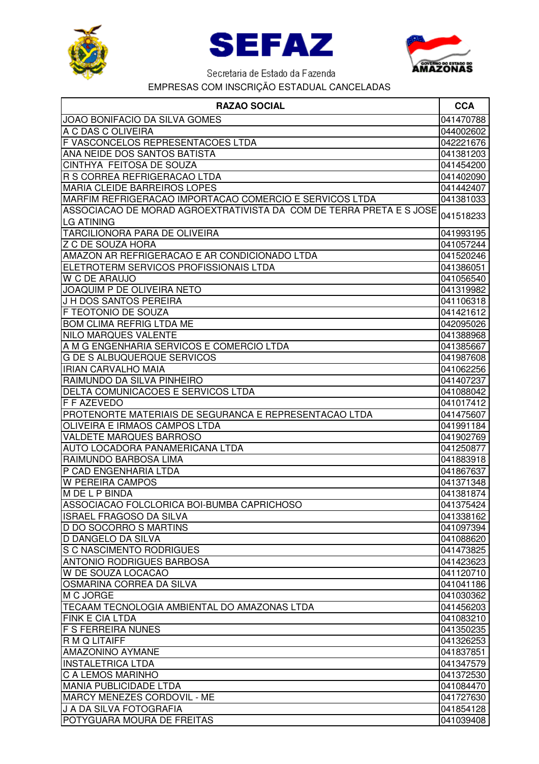SEFAZ

Secretaria de Estado da Fazenda

EMPRESAS COM INSCRIÇÃO ESTADUAL CANCELADAS

| RAZAO SOCIAL | CCA |
|---|---|
| JOAO BONIFACIO DA SILVA GOMES | 041470788 |
| A C DAS C OLIVEIRA | 044002602 |
| F VASCONCELOS REPRESENTACOES LTDA | 042221676 |
| ANA NEIDE DOS SANTOS BATISTA | 041381203 |
| CINTHYA FEITOSA DE SOUZA | 041454200 |
| R S CORREA REFRIGERACAO LTDA | 041402090 |
| MARIA CLEIDE BARREIROS LOPES | 041442407 |
| MARFIM REFRIGERACAO IMPORTACAO COMERCIO E SERVICOS LTDA | 041381033 |
| ASSOCIACAO DE MORAD AGROEXTRATIVISTA DA COM DE TERRA PRETA E S JOSE LG ATINING | 041518233 |
| TARCILIONORA PARA DE OLIVEIRA | 041993195 |
| Z C DE SOUZA HORA | 041057244 |
| AMAZON AR REFRIGERACAO E AR CONDICIONADO LTDA | 041520246 |
| ELETROTERM SERVICOS PROFISSIONAIS LTDA | 041386051 |
| W C DE ARAUJO | 041056540 |
| JOAQUIM P DE OLIVEIRA NETO | 041319982 |
| J H DOS SANTOS PEREIRA | 041106318 |
| F TEOTONIO DE SOUZA | 041421612 |
| BOM CLIMA REFRIG LTDA ME | 042095026 |
| NILO MARQUES VALENTE | 041388968 |
| A M G ENGENHARIA SERVICOS E COMERCIO LTDA | 041385667 |
| G DE S ALBUQUERQUE SERVICOS | 041987608 |
| IRIAN CARVALHO MAIA | 041062256 |
| RAIMUNDO DA SILVA PINHEIRO | 041407237 |
| DELTA COMUNICACOES E SERVICOS LTDA | 041088042 |
| F F AZEVEDO | 041017412 |
| PROTENORTE MATERIAIS DE SEGURANCA E REPRESENTACAO LTDA | 041475607 |
| OLIVEIRA E IRMAOS CAMPOS LTDA | 041991184 |
| VALDETE MARQUES BARROSO | 041902769 |
| AUTO LOCADORA PANAMERICANA LTDA | 041250877 |
| RAIMUNDO BARBOSA LIMA | 041883918 |
| P CAD ENGENHARIA LTDA | 041867637 |
| W PEREIRA CAMPOS | 041371348 |
| M DE L P BINDA | 041381874 |
| ASSOCIACAO FOLCLORICA BOI-BUMBA CAPRICHOSO | 041375424 |
| ISRAEL FRAGOSO DA SILVA | 041338162 |
| D DO SOCORRO S MARTINS | 041097394 |
| D DANGELO DA SILVA | 041088620 |
| S C NASCIMENTO RODRIGUES | 041473825 |
| ANTONIO RODRIGUES BARBOSA | 041423623 |
| W DE SOUZA LOCACAO | 041120710 |
| OSMARINA CORREA DA SILVA | 041041186 |
| M C JORGE | 041030362 |
| TECAAM TECNOLOGIA AMBIENTAL DO AMAZONAS LTDA | 041456203 |
| FINK E CIA LTDA | 041083210 |
| F S FERREIRA NUNES | 041350235 |
| R M Q LITAIFF | 041326253 |
| AMAZONINO AYMANE | 041837851 |
| INSTALETRICA LTDA | 041347579 |
| C A LEMOS MARINHO | 041372530 |
| MANIA PUBLICIDADE LTDA | 041084470 |
| MARCY MENEZES CORDOVIL - ME | 041727630 |
| J A DA SILVA FOTOGRAFIA | 041854128 |
| POTYGUARA MOURA DE FREITAS | 041039408 |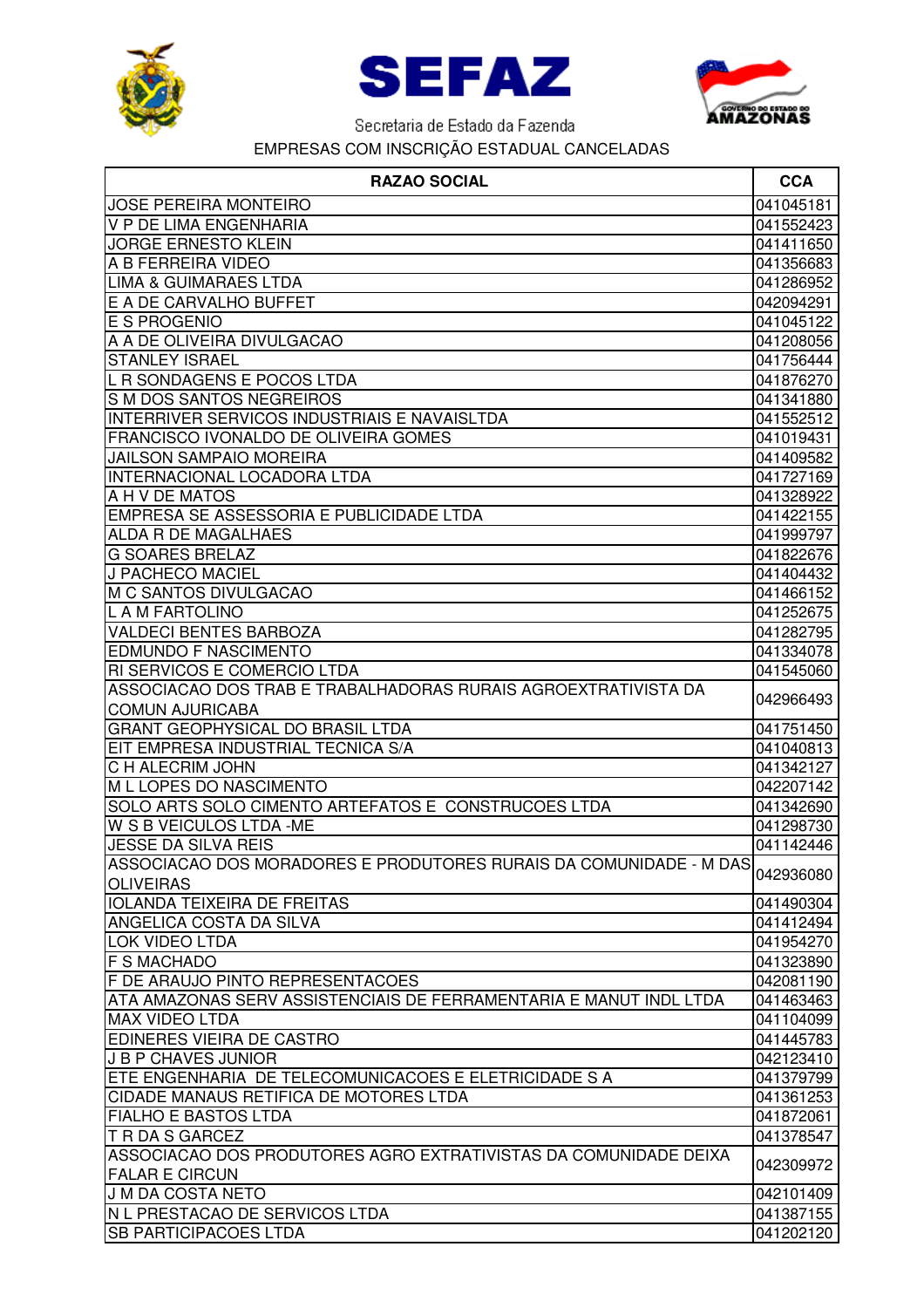SEFAZ

Secretaria de Estado da Fazenda

EMPRESAS COM INSCRIÇÃO ESTADUAL CANCELADAS

| RAZAO SOCIAL | CCA |
|---|---|
| JOSE PEREIRA MONTEIRO | 041045181 |
| V P DE LIMA ENGENHARIA | 041552423 |
| JORGE ERNESTO KLEIN | 041411650 |
| A B FERREIRA VIDEO | 041356683 |
| LIMA & GUIMARAES LTDA | 041286952 |
| E A DE CARVALHO BUFFET | 042094291 |
| E S PROGENIO | 041045122 |
| A A DE OLIVEIRA DIVULGACAO | 041208056 |
| STANLEY ISRAEL | 041756444 |
| L R SONDAGENS E POCOS LTDA | 041876270 |
| S M DOS SANTOS NEGREIROS | 041341880 |
| INTERRIVER SERVICOS INDUSTRIAIS E NAVAISLTDA | 041552512 |
| FRANCISCO IVONALDO DE OLIVEIRA GOMES | 041019431 |
| JAILSON SAMPAIO MOREIRA | 041409582 |
| INTERNACIONAL LOCADORA LTDA | 041727169 |
| A H V DE MATOS | 041328922 |
| EMPRESA SE ASSESSORIA E PUBLICIDADE LTDA | 041422155 |
| ALDA R DE MAGALHAES | 041999797 |
| G SOARES BRELAZ | 041822676 |
| J PACHECO MACIEL | 041404432 |
| M C SANTOS DIVULGACAO | 041466152 |
| L A M FARTOLINO | 041252675 |
| VALDECI BENTES BARBOZA | 041282795 |
| EDMUNDO F NASCIMENTO | 041334078 |
| RI SERVICOS E COMERCIO LTDA | 041545060 |
| ASSOCIACAO DOS TRAB E TRABALHADORAS RURAIS AGROEXTRATIVISTA DA COMUN AJURICABA | 042966493 |
| GRANT GEOPHYSICAL DO BRASIL LTDA | 041751450 |
| EIT EMPRESA INDUSTRIAL TECNICA S/A | 041040813 |
| C H ALECRIM JOHN | 041342127 |
| M L LOPES DO NASCIMENTO | 042207142 |
| SOLO ARTS SOLO CIMENTO ARTEFATOS E CONSTRUCOES LTDA | 041342690 |
| W S B VEICULOS LTDA -ME | 041298730 |
| JESSE DA SILVA REIS | 041142446 |
| ASSOCIACAO DOS MORADORES E PRODUTORES RURAIS DA COMUNIDADE - M DAS OLIVEIRAS | 042936080 |
| IOLANDA TEIXEIRA DE FREITAS | 041490304 |
| ANGELICA COSTA DA SILVA | 041412494 |
| LOK VIDEO LTDA | 041954270 |
| F S MACHADO | 041323890 |
| F DE ARAUJO PINTO REPRESENTACOES | 042081190 |
| ATA AMAZONAS SERV ASSISTENCIAIS DE FERRAMENTARIA E MANUT INDL LTDA | 041463463 |
| MAX VIDEO LTDA | 041104099 |
| EDINERES VIEIRA DE CASTRO | 041445783 |
| J B P CHAVES JUNIOR | 042123410 |
| ETE ENGENHARIA DE TELECOMUNICACOES E ELETRICIDADE S A | 041379799 |
| CIDADE MANAUS RETIFICA DE MOTORES LTDA | 041361253 |
| FIALHO E BASTOS LTDA | 041872061 |
| T R DA S GARCEZ | 041378547 |
| ASSOCIACAO DOS PRODUTORES AGRO EXTRATIVISTAS DA COMUNIDADE DEIXA FALAR E CIRCUN | 042309972 |
| J M DA COSTA NETO | 042101409 |
| N L PRESTACAO DE SERVICOS LTDA | 041387155 |
| SB PARTICIPACOES LTDA | 041202120 |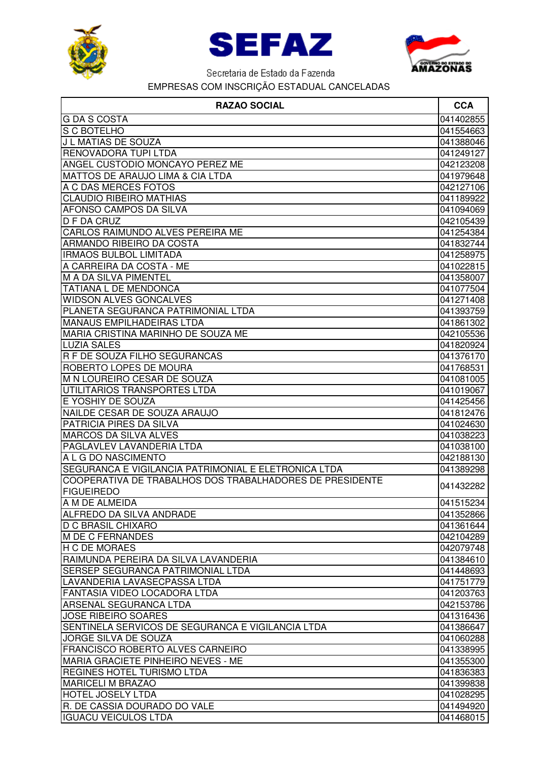Secretaria de Estado da Fazenda

EMPRESAS COM INSCRIÇÃO ESTADUAL CANCELADAS

| RAZAO SOCIAL | CCA |
|---|---|
| G DA S COSTA | 041402855 |
| S C BOTELHO | 041554663 |
| J L MATIAS DE SOUZA | 041388046 |
| RENOVADORA TUPI LTDA | 041249127 |
| ANGEL CUSTODIO MONCAYO PEREZ ME | 042123208 |
| MATTOS DE ARAUJO LIMA & CIA LTDA | 041979648 |
| A C DAS MERCES FOTOS | 042127106 |
| CLAUDIO RIBEIRO MATHIAS | 041189922 |
| AFONSO CAMPOS DA SILVA | 041094069 |
| D F DA CRUZ | 042105439 |
| CARLOS RAIMUNDO ALVES PEREIRA ME | 041254384 |
| ARMANDO RIBEIRO DA COSTA | 041832744 |
| IRMAOS BULBOL LIMITADA | 041258975 |
| A CARREIRA DA COSTA - ME | 041022815 |
| M A DA SILVA PIMENTEL | 041358007 |
| TATIANA L DE MENDONCA | 041077504 |
| WIDSON ALVES GONCALVES | 041271408 |
| PLANETA SEGURANCA PATRIMONIAL LTDA | 041393759 |
| MANAUS EMPILHADEIRAS LTDA | 041861302 |
| MARIA CRISTINA MARINHO DE SOUZA ME | 042105536 |
| LUZIA SALES | 041820924 |
| R F DE SOUZA FILHO SEGURANCAS | 041376170 |
| ROBERTO LOPES DE MOURA | 041768531 |
| M N LOUREIRO CESAR DE SOUZA | 041081005 |
| UTILITARIOS TRANSPORTES LTDA | 041019067 |
| E YOSHIY DE SOUZA | 041425456 |
| NAILDE CESAR DE SOUZA ARAUJO | 041812476 |
| PATRICIA PIRES DA SILVA | 041024630 |
| MARCOS DA SILVA ALVES | 041038223 |
| PAGLAVLEV LAVANDERIA LTDA | 041038100 |
| A L G DO NASCIMENTO | 042188130 |
| SEGURANCA E VIGILANCIA PATRIMONIAL E ELETRONICA LTDA | 041389298 |
| COOPERATIVA DE TRABALHOS DOS TRABALHADORES DE PRESIDENTE FIGUEIREDO | 041432282 |
| A M DE ALMEIDA | 041515234 |
| ALFREDO DA SILVA ANDRADE | 041352866 |
| D C BRASIL CHIXARO | 041361644 |
| M DE C FERNANDES | 042104289 |
| H C DE MORAES | 042079748 |
| RAIMUNDA PEREIRA DA SILVA LAVANDERIA | 041384610 |
| SERSEP SEGURANCA PATRIMONIAL LTDA | 041448693 |
| LAVANDERIA LAVASECPASSA LTDA | 041751779 |
| FANTASIA VIDEO LOCADORA LTDA | 041203763 |
| ARSENAL SEGURANCA LTDA | 042153786 |
| JOSE RIBEIRO SOARES | 041316436 |
| SENTINELA SERVICOS DE SEGURANCA E VIGILANCIA LTDA | 041386647 |
| JORGE SILVA DE SOUZA | 041060288 |
| FRANCISCO ROBERTO ALVES CARNEIRO | 041338995 |
| MARIA GRACIETE PINHEIRO NEVES - ME | 041355300 |
| REGINES HOTEL TURISMO LTDA | 041836383 |
| MARICELI M BRAZAO | 041399838 |
| HOTEL JOSELY LTDA | 041028295 |
| R. DE CASSIA DOURADO DO VALE | 041494920 |
| IGUACU VEICULOS LTDA | 041468015 |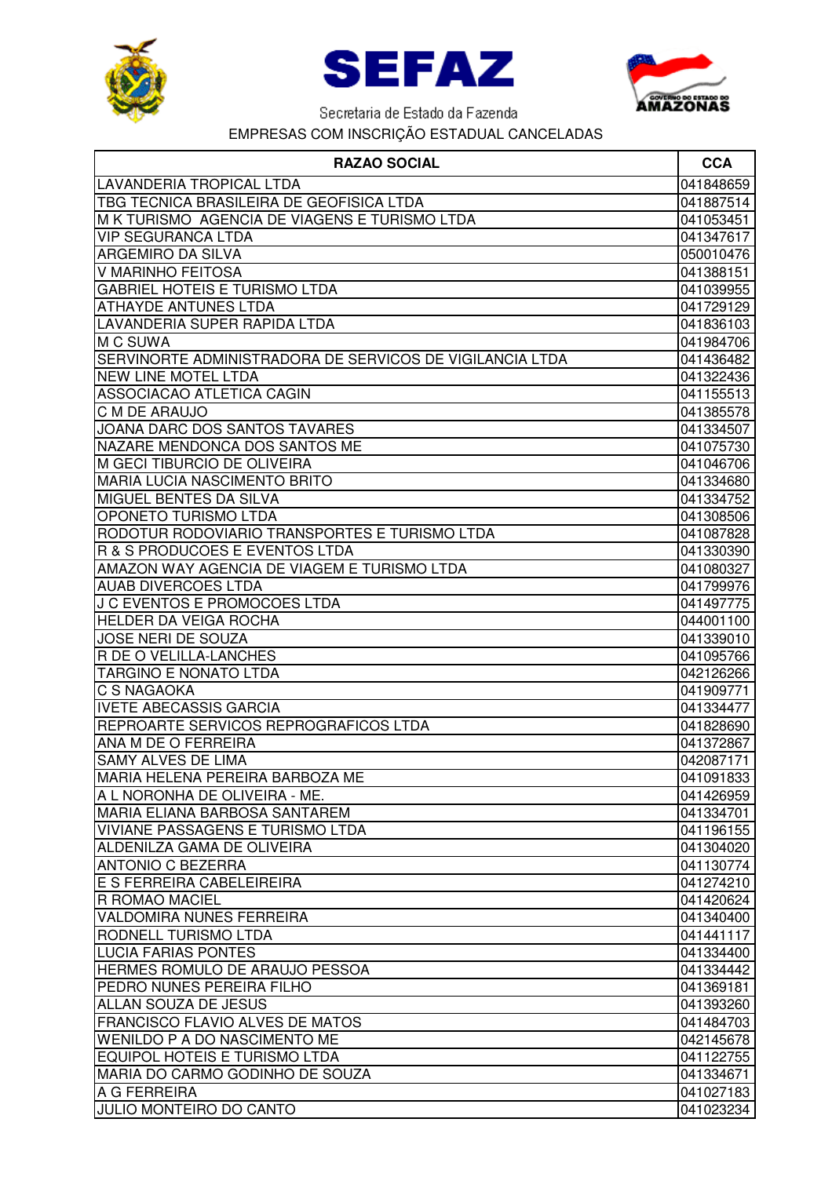SEFAZ

Secretaria de Estado da Fazenda

EMPRESAS COM INSCRIÇÃO ESTADUAL CANCELADAS

| RAZAO SOCIAL | CCA |
|---|---|
| LAVANDERIA TROPICAL LTDA | 041848659 |
| TBG TECNICA BRASILEIRA DE GEOFISICA LTDA | 041887514 |
| M K TURISMO  AGENCIA DE VIAGENS E TURISMO LTDA | 041053451 |
| VIP SEGURANCA LTDA | 041347617 |
| ARGEMIRO DA SILVA | 050010476 |
| V MARINHO FEITOSA | 041388151 |
| GABRIEL HOTEIS E TURISMO LTDA | 041039955 |
| ATHAYDE ANTUNES LTDA | 041729129 |
| LAVANDERIA SUPER RAPIDA LTDA | 041836103 |
| M C SUWA | 041984706 |
| SERVINORTE ADMINISTRADORA DE SERVICOS DE VIGILANCIA LTDA | 041436482 |
| NEW LINE MOTEL LTDA | 041322436 |
| ASSOCIACAO ATLETICA CAGIN | 041155513 |
| C M DE ARAUJO | 041385578 |
| JOANA DARC DOS SANTOS TAVARES | 041334507 |
| NAZARE MENDONCA DOS SANTOS ME | 041075730 |
| M GECI TIBURCIO DE OLIVEIRA | 041046706 |
| MARIA LUCIA NASCIMENTO BRITO | 041334680 |
| MIGUEL BENTES DA SILVA | 041334752 |
| OPONETO TURISMO LTDA | 041308506 |
| RODOTUR RODOVIARIO TRANSPORTES E TURISMO LTDA | 041087828 |
| R & S PRODUCOES E EVENTOS LTDA | 041330390 |
| AMAZON WAY AGENCIA DE VIAGEM E TURISMO LTDA | 041080327 |
| AUAB DIVERCOES LTDA | 041799976 |
| J C EVENTOS E PROMOCOES LTDA | 041497775 |
| HELDER DA VEIGA ROCHA | 044001100 |
| JOSE NERI DE SOUZA | 041339010 |
| R DE O VELILLA-LANCHES | 041095766 |
| TARGINO E NONATO LTDA | 042126266 |
| C S NAGAOKA | 041909771 |
| IVETE ABECASSIS GARCIA | 041334477 |
| REPROARTE SERVICOS REPROGRAFICOS LTDA | 041828690 |
| ANA M DE O FERREIRA | 041372867 |
| SAMY ALVES DE LIMA | 042087171 |
| MARIA HELENA PEREIRA BARBOZA ME | 041091833 |
| A L NORONHA DE OLIVEIRA - ME. | 041426959 |
| MARIA ELIANA BARBOSA SANTAREM | 041334701 |
| VIVIANE PASSAGENS E TURISMO LTDA | 041196155 |
| ALDENILZA GAMA DE OLIVEIRA | 041304020 |
| ANTONIO C BEZERRA | 041130774 |
| E S FERREIRA CABELEIREIRA | 041274210 |
| R ROMAO MACIEL | 041420624 |
| VALDOMIRA NUNES FERREIRA | 041340400 |
| RODNELL TURISMO LTDA | 041441117 |
| LUCIA FARIAS PONTES | 041334400 |
| HERMES ROMULO DE ARAUJO PESSOA | 041334442 |
| PEDRO NUNES PEREIRA FILHO | 041369181 |
| ALLAN SOUZA DE JESUS | 041393260 |
| FRANCISCO FLAVIO ALVES DE MATOS | 041484703 |
| WENILDO P A DO NASCIMENTO ME | 042145678 |
| EQUIPOL HOTEIS E TURISMO LTDA | 041122755 |
| MARIA DO CARMO GODINHO DE SOUZA | 041334671 |
| A G FERREIRA | 041027183 |
| JULIO MONTEIRO DO CANTO | 041023234 |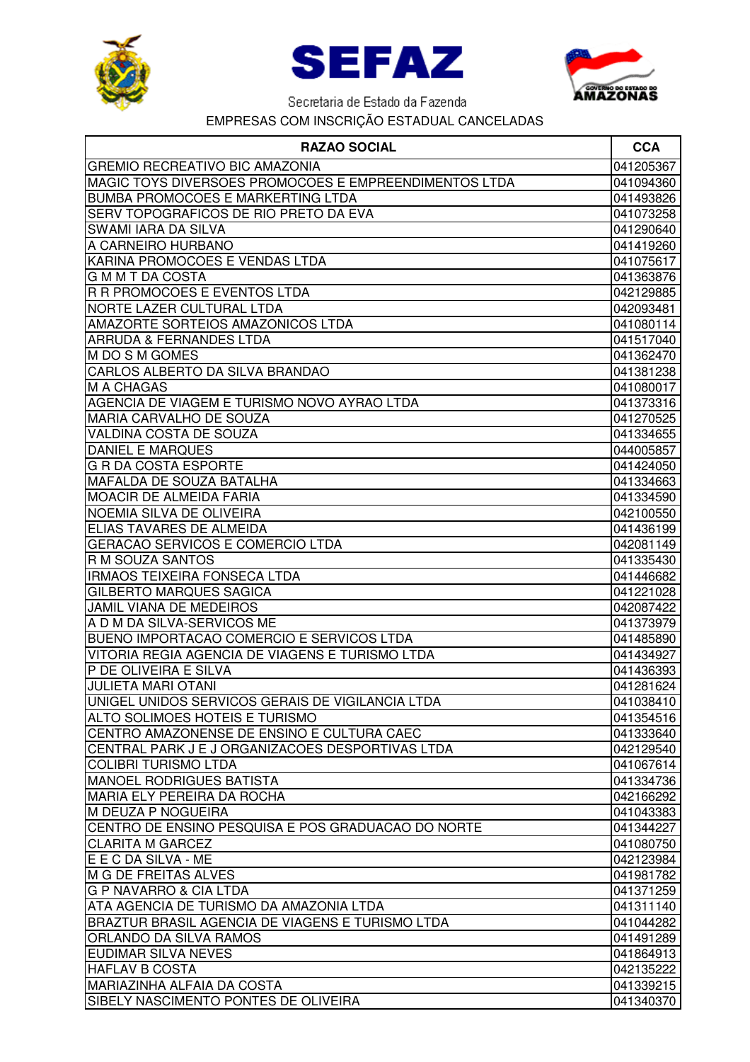SEFAZ

Secretaria de Estado da Fazenda

EMPRESAS COM INSCRIÇÃO ESTADUAL CANCELADAS

| RAZAO SOCIAL | CCA |
|---|---|
| GREMIO RECREATIVO BIC AMAZONIA | 041205367 |
| MAGIC TOYS DIVERSOES PROMOCOES E EMPREENDIMENTOS LTDA | 041094360 |
| BUMBA PROMOCOES E MARKERTING LTDA | 041493826 |
| SERV TOPOGRAFICOS DE RIO PRETO DA EVA | 041073258 |
| SWAMI IARA DA SILVA | 041290640 |
| A CARNEIRO HURBANO | 041419260 |
| KARINA PROMOCOES E VENDAS LTDA | 041075617 |
| G M M T DA COSTA | 041363876 |
| R R PROMOCOES E EVENTOS LTDA | 042129885 |
| NORTE LAZER CULTURAL LTDA | 042093481 |
| AMAZORTE SORTEIOS AMAZONICOS LTDA | 041080114 |
| ARRUDA & FERNANDES LTDA | 041517040 |
| M DO S M GOMES | 041362470 |
| CARLOS ALBERTO DA SILVA BRANDAO | 041381238 |
| M A CHAGAS | 041080017 |
| AGENCIA DE VIAGEM E TURISMO NOVO AYRAO LTDA | 041373316 |
| MARIA CARVALHO DE SOUZA | 041270525 |
| VALDINA COSTA DE SOUZA | 041334655 |
| DANIEL E MARQUES | 044005857 |
| G R DA COSTA ESPORTE | 041424050 |
| MAFALDA DE SOUZA BATALHA | 041334663 |
| MOACIR DE ALMEIDA FARIA | 041334590 |
| NOEMIA SILVA DE OLIVEIRA | 042100550 |
| ELIAS TAVARES DE ALMEIDA | 041436199 |
| GERACAO SERVICOS E COMERCIO LTDA | 042081149 |
| R M SOUZA SANTOS | 041335430 |
| IRMAOS TEIXEIRA FONSECA LTDA | 041446682 |
| GILBERTO MARQUES SAGICA | 041221028 |
| JAMIL VIANA DE MEDEIROS | 042087422 |
| A D M DA SILVA-SERVICOS ME | 041373979 |
| BUENO IMPORTACAO COMERCIO E SERVICOS LTDA | 041485890 |
| VITORIA REGIA AGENCIA DE VIAGENS E TURISMO LTDA | 041434927 |
| P DE OLIVEIRA E SILVA | 041436393 |
| JULIETA MARI OTANI | 041281624 |
| UNIGEL UNIDOS SERVICOS GERAIS DE VIGILANCIA LTDA | 041038410 |
| ALTO SOLIMOES HOTEIS E TURISMO | 041354516 |
| CENTRO AMAZONENSE DE ENSINO E CULTURA CAEC | 041333640 |
| CENTRAL PARK J E J ORGANIZACOES DESPORTIVAS LTDA | 042129540 |
| COLIBRI TURISMO LTDA | 041067614 |
| MANOEL RODRIGUES BATISTA | 041334736 |
| MARIA ELY PEREIRA DA ROCHA | 042166292 |
| M DEUZA P NOGUEIRA | 041043383 |
| CENTRO DE ENSINO PESQUISA E POS GRADUACAO DO NORTE | 041344227 |
| CLARITA M GARCEZ | 041080750 |
| E E C DA SILVA - ME | 042123984 |
| M G DE FREITAS ALVES | 041981782 |
| G P NAVARRO & CIA LTDA | 041371259 |
| ATA AGENCIA DE TURISMO DA AMAZONIA LTDA | 041311140 |
| BRAZTUR BRASIL AGENCIA DE VIAGENS E TURISMO LTDA | 041044282 |
| ORLANDO DA SILVA RAMOS | 041491289 |
| EUDIMAR SILVA NEVES | 041864913 |
| HAFLAV B COSTA | 042135222 |
| MARIAZINHA ALFAIA DA COSTA | 041339215 |
| SIBELY NASCIMENTO PONTES DE OLIVEIRA | 041340370 |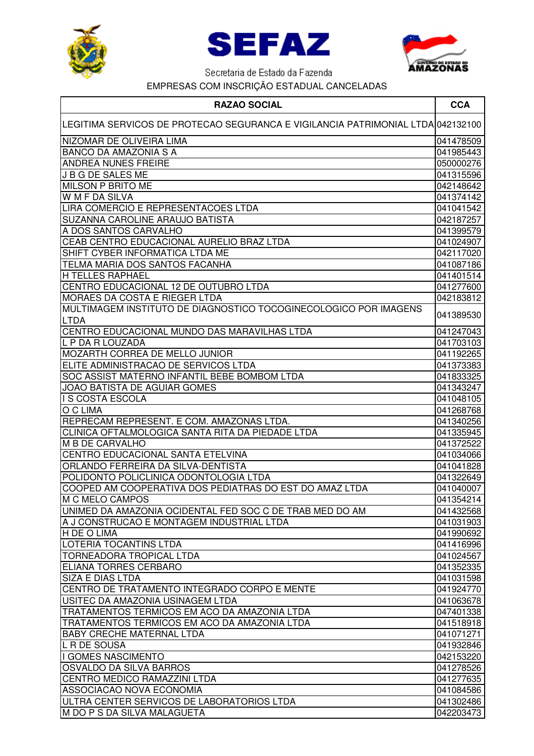SEFAZ

Secretaria de Estado da Fazenda

EMPRESAS COM INSCRIÇÃO ESTADUAL CANCELADAS

| RAZAO SOCIAL | CCA |
|---|---|
| LEGITIMA SERVICOS DE PROTECAO SEGURANCA E VIGILANCIA PATRIMONIAL LTDA | 042132100 |
| NIZOMAR DE OLIVEIRA LIMA | 041478509 |
| BANCO DA AMAZONIA S A | 041985443 |
| ANDREA NUNES FREIRE | 050000276 |
| J B G DE SALES ME | 041315596 |
| MILSON P BRITO ME | 042148642 |
| W M F DA SILVA | 041374142 |
| LIRA COMERCIO E REPRESENTACOES LTDA | 041041542 |
| SUZANNA CAROLINE ARAUJO BATISTA | 042187257 |
| A DOS SANTOS CARVALHO | 041399579 |
| CEAB CENTRO EDUCACIONAL AURELIO BRAZ LTDA | 041024907 |
| SHIFT CYBER INFORMATICA LTDA ME | 042117020 |
| TELMA MARIA DOS SANTOS FACANHA | 041087186 |
| H TELLES RAPHAEL | 041401514 |
| CENTRO EDUCACIONAL 12 DE OUTUBRO LTDA | 041277600 |
| MORAES DA COSTA E RIEGER LTDA | 042183812 |
| MULTIMAGEM INSTITUTO DE DIAGNOSTICO TOCOGINECOLOGICO POR IMAGENS LTDA | 041389530 |
| CENTRO EDUCACIONAL MUNDO DAS MARAVILHAS LTDA | 041247043 |
| L P DA R LOUZADA | 041703103 |
| MOZARTH CORREA DE MELLO JUNIOR | 041192265 |
| ELITE ADMINISTRACAO DE SERVICOS LTDA | 041373383 |
| SOC ASSIST MATERNO INFANTIL BEBE BOMBOM LTDA | 041833325 |
| JOAO BATISTA DE AGUIAR GOMES | 041343247 |
| I S COSTA ESCOLA | 041048105 |
| O C LIMA | 041268768 |
| REPRECAM REPRESENT. E COM. AMAZONAS LTDA. | 041340256 |
| CLINICA OFTALMOLOGICA SANTA RITA DA PIEDADE LTDA | 041335945 |
| M B DE CARVALHO | 041372522 |
| CENTRO EDUCACIONAL SANTA ETELVINA | 041034066 |
| ORLANDO FERREIRA DA SILVA-DENTISTA | 041041828 |
| POLIDONTO POLICLINICA ODONTOLOGIA LTDA | 041322649 |
| COOPED AM COOPERATIVA DOS PEDIATRAS DO EST DO AMAZ LTDA | 041040007 |
| M C MELO CAMPOS | 041354214 |
| UNIMED DA AMAZONIA OCIDENTAL FED SOC C DE TRAB MED DO AM | 041432568 |
| A J CONSTRUCAO E MONTAGEM INDUSTRIAL LTDA | 041031903 |
| H DE O LIMA | 041990692 |
| LOTERIA TOCANTINS LTDA | 041416996 |
| TORNEADORA TROPICAL LTDA | 041024567 |
| ELIANA TORRES CERBARO | 041352335 |
| SIZA E DIAS LTDA | 041031598 |
| CENTRO DE TRATAMENTO INTEGRADO CORPO E MENTE | 041924770 |
| USITEC DA AMAZONIA USINAGEM LTDA | 041063678 |
| TRATAMENTOS TERMICOS EM ACO DA AMAZONIA LTDA | 047401338 |
| TRATAMENTOS TERMICOS EM ACO DA AMAZONIA LTDA | 041518918 |
| BABY CRECHE MATERNAL LTDA | 041071271 |
| L R DE SOUSA | 041932846 |
| I GOMES NASCIMENTO | 042153220 |
| OSVALDO DA SILVA BARROS | 041278526 |
| CENTRO MEDICO RAMAZZINI LTDA | 041277635 |
| ASSOCIACAO NOVA ECONOMIA | 041084586 |
| ULTRA CENTER SERVICOS DE LABORATORIOS LTDA | 041302486 |
| M DO P S DA SILVA MALAGUETA | 042203473 |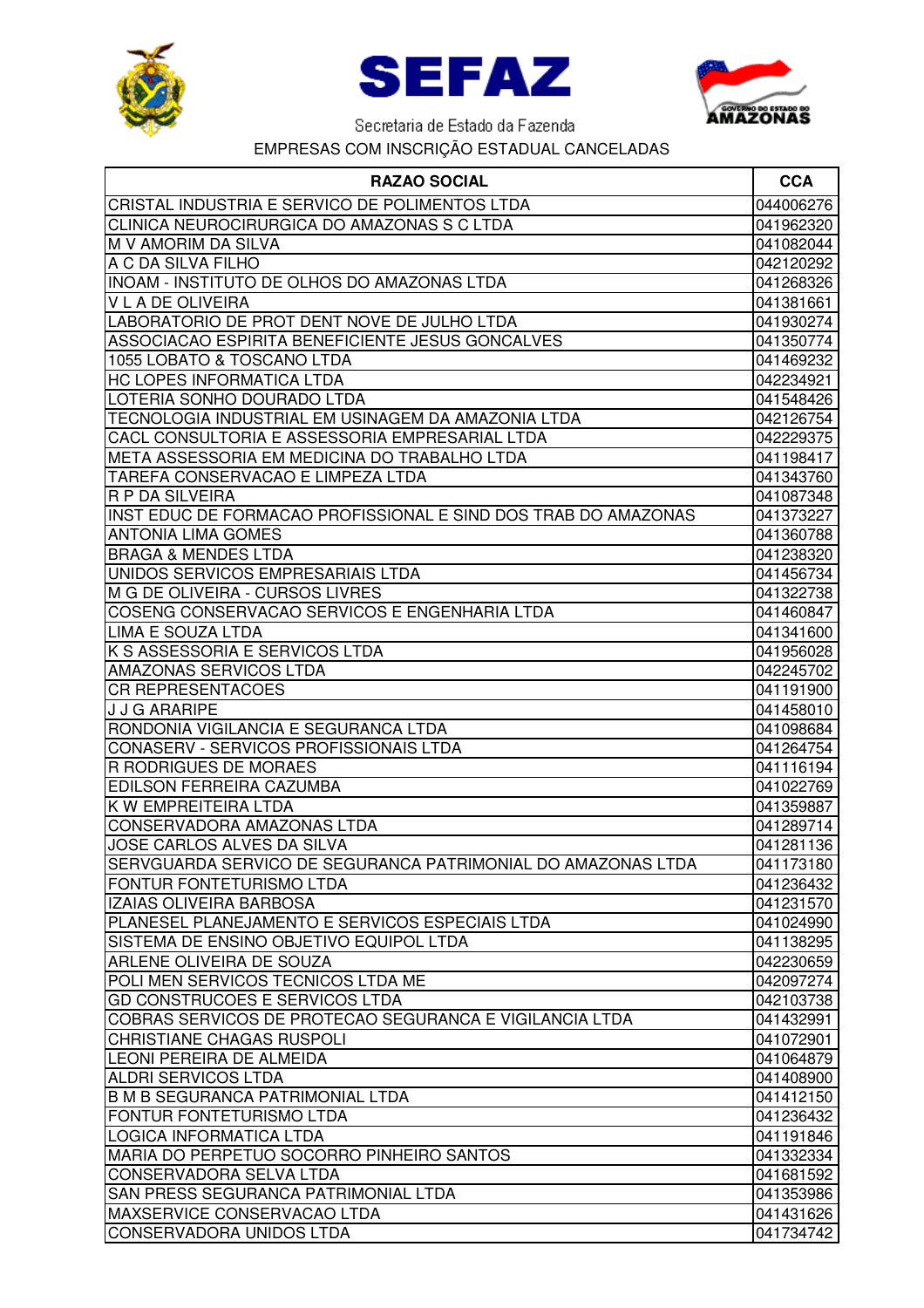SEFAZ

Secretaria de Estado da Fazenda

EMPRESAS COM INSCRIÇÃO ESTADUAL CANCELADAS

| RAZAO SOCIAL | CCA |
|---|---|
| CRISTAL INDUSTRIA E SERVICO DE POLIMENTOS LTDA | 044006276 |
| CLINICA NEUROCIRURGICA DO AMAZONAS S C LTDA | 041962320 |
| M V AMORIM DA SILVA | 041082044 |
| A C DA SILVA FILHO | 042120292 |
| INOAM - INSTITUTO DE OLHOS DO AMAZONAS LTDA | 041268326 |
| V L A DE OLIVEIRA | 041381661 |
| LABORATORIO DE PROT DENT NOVE DE JULHO LTDA | 041930274 |
| ASSOCIACAO ESPIRITA BENEFICIENTE JESUS GONCALVES | 041350774 |
| 1055 LOBATO & TOSCANO LTDA | 041469232 |
| HC LOPES INFORMATICA LTDA | 042234921 |
| LOTERIA SONHO DOURADO LTDA | 041548426 |
| TECNOLOGIA INDUSTRIAL EM USINAGEM DA AMAZONIA LTDA | 042126754 |
| CACL CONSULTORIA E ASSESSORIA EMPRESARIAL LTDA | 042229375 |
| META ASSESSORIA EM MEDICINA DO TRABALHO LTDA | 041198417 |
| TAREFA CONSERVACAO E LIMPEZA LTDA | 041343760 |
| R P DA SILVEIRA | 041087348 |
| INST EDUC DE FORMACAO PROFISSIONAL E SIND DOS TRAB DO AMAZONAS | 041373227 |
| ANTONIA LIMA GOMES | 041360788 |
| BRAGA & MENDES LTDA | 041238320 |
| UNIDOS SERVICOS EMPRESARIAIS LTDA | 041456734 |
| M G DE OLIVEIRA - CURSOS LIVRES | 041322738 |
| COSENG CONSERVACAO SERVICOS E ENGENHARIA LTDA | 041460847 |
| LIMA E SOUZA LTDA | 041341600 |
| K S ASSESSORIA E SERVICOS LTDA | 041956028 |
| AMAZONAS SERVICOS LTDA | 042245702 |
| CR REPRESENTACOES | 041191900 |
| J J G ARARIPE | 041458010 |
| RONDONIA VIGILANCIA E SEGURANCA LTDA | 041098684 |
| CONASERV - SERVICOS PROFISSIONAIS LTDA | 041264754 |
| R RODRIGUES DE MORAES | 041116194 |
| EDILSON FERREIRA CAZUMBA | 041022769 |
| K W EMPREITEIRA LTDA | 041359887 |
| CONSERVADORA AMAZONAS LTDA | 041289714 |
| JOSE CARLOS ALVES DA SILVA | 041281136 |
| SERVGUARDA SERVICO DE SEGURANCA PATRIMONIAL DO AMAZONAS LTDA | 041173180 |
| FONTUR FONTETURISMO LTDA | 041236432 |
| IZAIAS OLIVEIRA BARBOSA | 041231570 |
| PLANESEL PLANEJAMENTO E SERVICOS ESPECIAIS LTDA | 041024990 |
| SISTEMA DE ENSINO OBJETIVO EQUIPOL LTDA | 041138295 |
| ARLENE OLIVEIRA DE SOUZA | 042230659 |
| POLI MEN SERVICOS TECNICOS LTDA ME | 042097274 |
| GD CONSTRUCOES E SERVICOS LTDA | 042103738 |
| COBRAS SERVICOS DE PROTECAO SEGURANCA E VIGILANCIA LTDA | 041432991 |
| CHRISTIANE CHAGAS RUSPOLI | 041072901 |
| LEONI PEREIRA DE ALMEIDA | 041064879 |
| ALDRI SERVICOS LTDA | 041408900 |
| B M B SEGURANCA PATRIMONIAL LTDA | 041412150 |
| FONTUR FONTETURISMO LTDA | 041236432 |
| LOGICA INFORMATICA LTDA | 041191846 |
| MARIA DO PERPETUO SOCORRO PINHEIRO SANTOS | 041332334 |
| CONSERVADORA SELVA LTDA | 041681592 |
| SAN PRESS SEGURANCA PATRIMONIAL LTDA | 041353986 |
| MAXSERVICE CONSERVACAO LTDA | 041431626 |
| CONSERVADORA UNIDOS LTDA | 041734742 |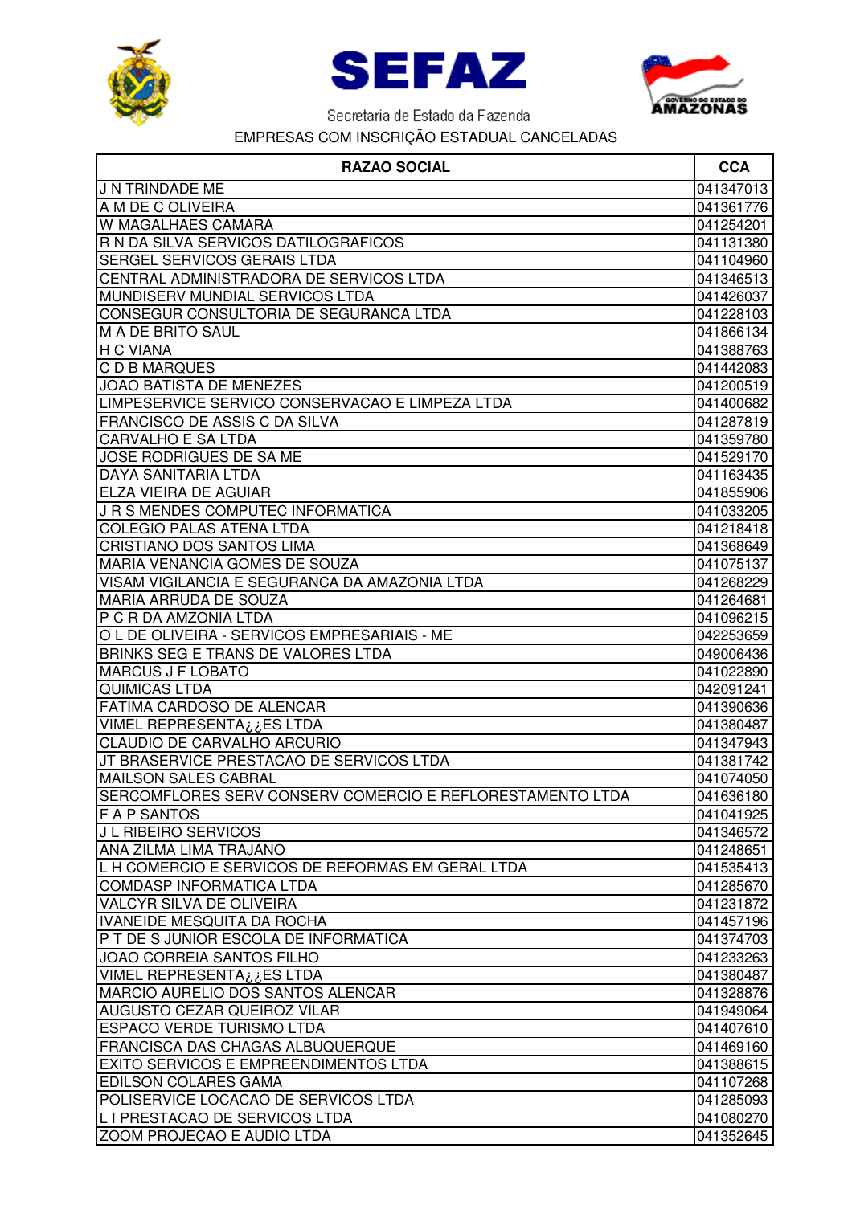SEFAZ

Secretaria de Estado da Fazenda

EMPRESAS COM INSCRIÇÃO ESTADUAL CANCELADAS

| RAZAO SOCIAL | CCA |
|---|---|
| J N TRINDADE ME | 041347013 |
| A M DE C OLIVEIRA | 041361776 |
| W MAGALHAES CAMARA | 041254201 |
| R N DA SILVA SERVICOS DATILOGRAFICOS | 041131380 |
| SERGEL SERVICOS GERAIS LTDA | 041104960 |
| CENTRAL ADMINISTRADORA DE SERVICOS LTDA | 041346513 |
| MUNDISERV MUNDIAL SERVICOS LTDA | 041426037 |
| CONSEGUR CONSULTORIA DE SEGURANCA LTDA | 041228103 |
| M A DE BRITO SAUL | 041866134 |
| H C VIANA | 041388763 |
| C D B MARQUES | 041442083 |
| JOAO BATISTA DE MENEZES | 041200519 |
| LIMPESERVICE SERVICO CONSERVACAO E LIMPEZA LTDA | 041400682 |
| FRANCISCO DE ASSIS C DA SILVA | 041287819 |
| CARVALHO E SA LTDA | 041359780 |
| JOSE RODRIGUES DE SA ME | 041529170 |
| DAYA SANITARIA LTDA | 041163435 |
| ELZA VIEIRA DE AGUIAR | 041855906 |
| J R S MENDES COMPUTEC INFORMATICA | 041033205 |
| COLEGIO PALAS ATENA LTDA | 041218418 |
| CRISTIANO DOS SANTOS LIMA | 041368649 |
| MARIA VENANCIA GOMES DE SOUZA | 041075137 |
| VISAM VIGILANCIA E SEGURANCA DA AMAZONIA LTDA | 041268229 |
| MARIA ARRUDA DE SOUZA | 041264681 |
| P C R DA AMZONIA LTDA | 041096215 |
| O L DE OLIVEIRA - SERVICOS EMPRESARIAIS - ME | 042253659 |
| BRINKS SEG E TRANS DE VALORES LTDA | 049006436 |
| MARCUS J F LOBATO | 041022890 |
| QUIMICAS LTDA | 042091241 |
| FATIMA CARDOSO DE ALENCAR | 041390636 |
| VIMEL REPRESENTA¿¿ES LTDA | 041380487 |
| CLAUDIO DE CARVALHO ARCURIO | 041347943 |
| JT BRASERVICE PRESTACAO DE SERVICOS LTDA | 041381742 |
| MAILSON SALES CABRAL | 041074050 |
| SERCOMFLORES SERV CONSERV COMERCIO E REFLORESTAMENTO LTDA | 041636180 |
| F A P SANTOS | 041041925 |
| J L RIBEIRO SERVICOS | 041346572 |
| ANA ZILMA LIMA TRAJANO | 041248651 |
| L H COMERCIO E SERVICOS DE REFORMAS EM GERAL LTDA | 041535413 |
| COMDASP INFORMATICA LTDA | 041285670 |
| VALCYR SILVA DE OLIVEIRA | 041231872 |
| IVANEIDE MESQUITA DA ROCHA | 041457196 |
| P T DE S JUNIOR ESCOLA DE INFORMATICA | 041374703 |
| JOAO CORREIA SANTOS FILHO | 041233263 |
| VIMEL REPRESENTA¿¿ES LTDA | 041380487 |
| MARCIO AURELIO DOS SANTOS ALENCAR | 041328876 |
| AUGUSTO CEZAR QUEIROZ VILAR | 041949064 |
| ESPACO VERDE TURISMO LTDA | 041407610 |
| FRANCISCA DAS CHAGAS ALBUQUERQUE | 041469160 |
| EXITO SERVICOS E EMPREENDIMENTOS LTDA | 041388615 |
| EDILSON COLARES GAMA | 041107268 |
| POLISERVICE LOCACAO DE SERVICOS LTDA | 041285093 |
| L I PRESTACAO DE SERVICOS LTDA | 041080270 |
| ZOOM PROJECAO E AUDIO LTDA | 041352645 |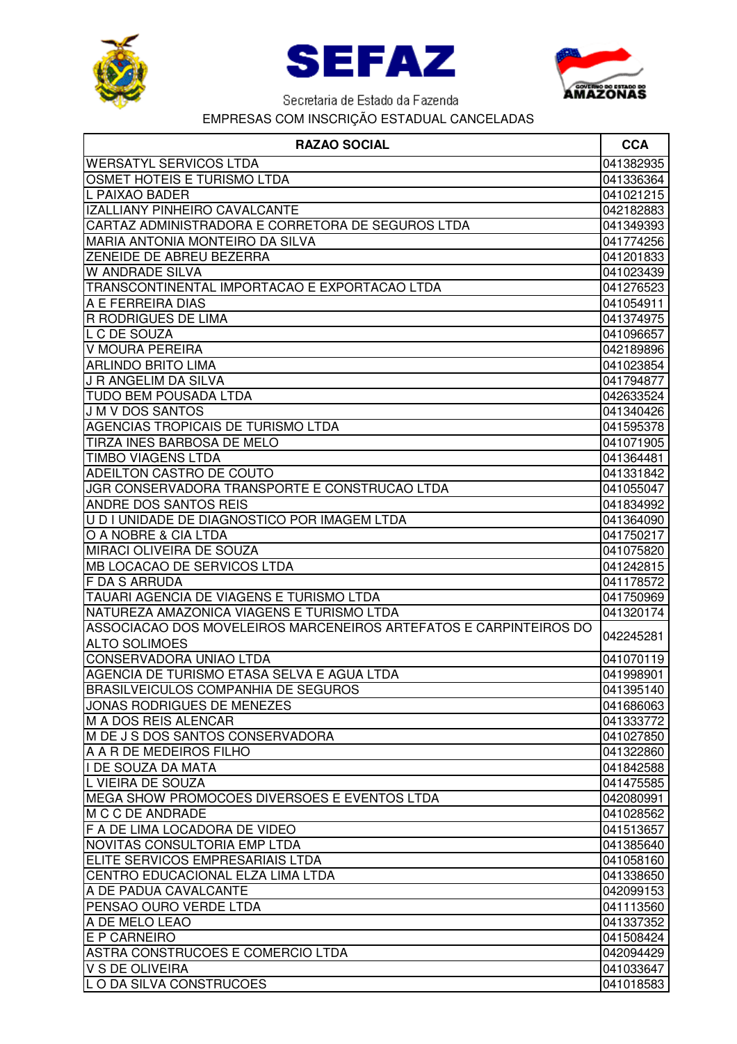SEFAZ

Secretaria de Estado da Fazenda

EMPRESAS COM INSCRIÇÃO ESTADUAL CANCELADAS

| RAZAO SOCIAL | CCA |
|---|---|
| WERSATYL SERVICOS LTDA | 041382935 |
| OSMET HOTEIS E TURISMO LTDA | 041336364 |
| L PAIXAO BADER | 041021215 |
| IZALLIANY PINHEIRO CAVALCANTE | 042182883 |
| CARTAZ ADMINISTRADORA E CORRETORA DE SEGUROS LTDA | 041349393 |
| MARIA ANTONIA MONTEIRO DA SILVA | 041774256 |
| ZENEIDE DE ABREU BEZERRA | 041201833 |
| W ANDRADE SILVA | 041023439 |
| TRANSCONTINENTAL IMPORTACAO E EXPORTACAO LTDA | 041276523 |
| A E FERREIRA DIAS | 041054911 |
| R RODRIGUES DE LIMA | 041374975 |
| L C DE SOUZA | 041096657 |
| V MOURA PEREIRA | 042189896 |
| ARLINDO BRITO LIMA | 041023854 |
| J R ANGELIM DA SILVA | 041794877 |
| TUDO BEM POUSADA LTDA | 042633524 |
| J M V DOS SANTOS | 041340426 |
| AGENCIAS TROPICAIS DE TURISMO LTDA | 041595378 |
| TIRZA INES BARBOSA DE MELO | 041071905 |
| TIMBO VIAGENS LTDA | 041364481 |
| ADEILTON CASTRO DE COUTO | 041331842 |
| JGR CONSERVADORA TRANSPORTE E CONSTRUCAO LTDA | 041055047 |
| ANDRE DOS SANTOS REIS | 041834992 |
| U D I UNIDADE DE DIAGNOSTICO POR IMAGEM LTDA | 041364090 |
| O A NOBRE & CIA LTDA | 041750217 |
| MIRACI OLIVEIRA DE SOUZA | 041075820 |
| MB LOCACAO DE SERVICOS LTDA | 041242815 |
| F DA S ARRUDA | 041178572 |
| TAUARI AGENCIA DE VIAGENS E TURISMO LTDA | 041750969 |
| NATUREZA AMAZONICA VIAGENS E TURISMO LTDA | 041320174 |
| ASSOCIACAO DOS MOVELEIROS MARCENEIROS ARTEFATOS E CARPINTEIROS DO ALTO SOLIMOES | 042245281 |
| CONSERVADORA UNIAO LTDA | 041070119 |
| AGENCIA DE TURISMO ETASA SELVA E AGUA LTDA | 041998901 |
| BRASILVEICULOS COMPANHIA DE SEGUROS | 041395140 |
| JONAS RODRIGUES DE MENEZES | 041686063 |
| M A DOS REIS ALENCAR | 041333772 |
| M DE J S DOS SANTOS CONSERVADORA | 041027850 |
| A A R DE MEDEIROS FILHO | 041322860 |
| I DE SOUZA DA MATA | 041842588 |
| L VIEIRA DE SOUZA | 041475585 |
| MEGA SHOW PROMOCOES DIVERSOES E EVENTOS LTDA | 042080991 |
| M C C DE ANDRADE | 041028562 |
| F A DE LIMA LOCADORA DE VIDEO | 041513657 |
| NOVITAS CONSULTORIA EMP LTDA | 041385640 |
| ELITE SERVICOS EMPRESARIAIS LTDA | 041058160 |
| CENTRO EDUCACIONAL ELZA LIMA LTDA | 041338650 |
| A DE PADUA CAVALCANTE | 042099153 |
| PENSAO OURO VERDE LTDA | 041113560 |
| A DE MELO LEAO | 041337352 |
| E P CARNEIRO | 041508424 |
| ASTRA CONSTRUCOES E COMERCIO LTDA | 042094429 |
| V S DE OLIVEIRA | 041033647 |
| L O DA SILVA CONSTRUCOES | 041018583 |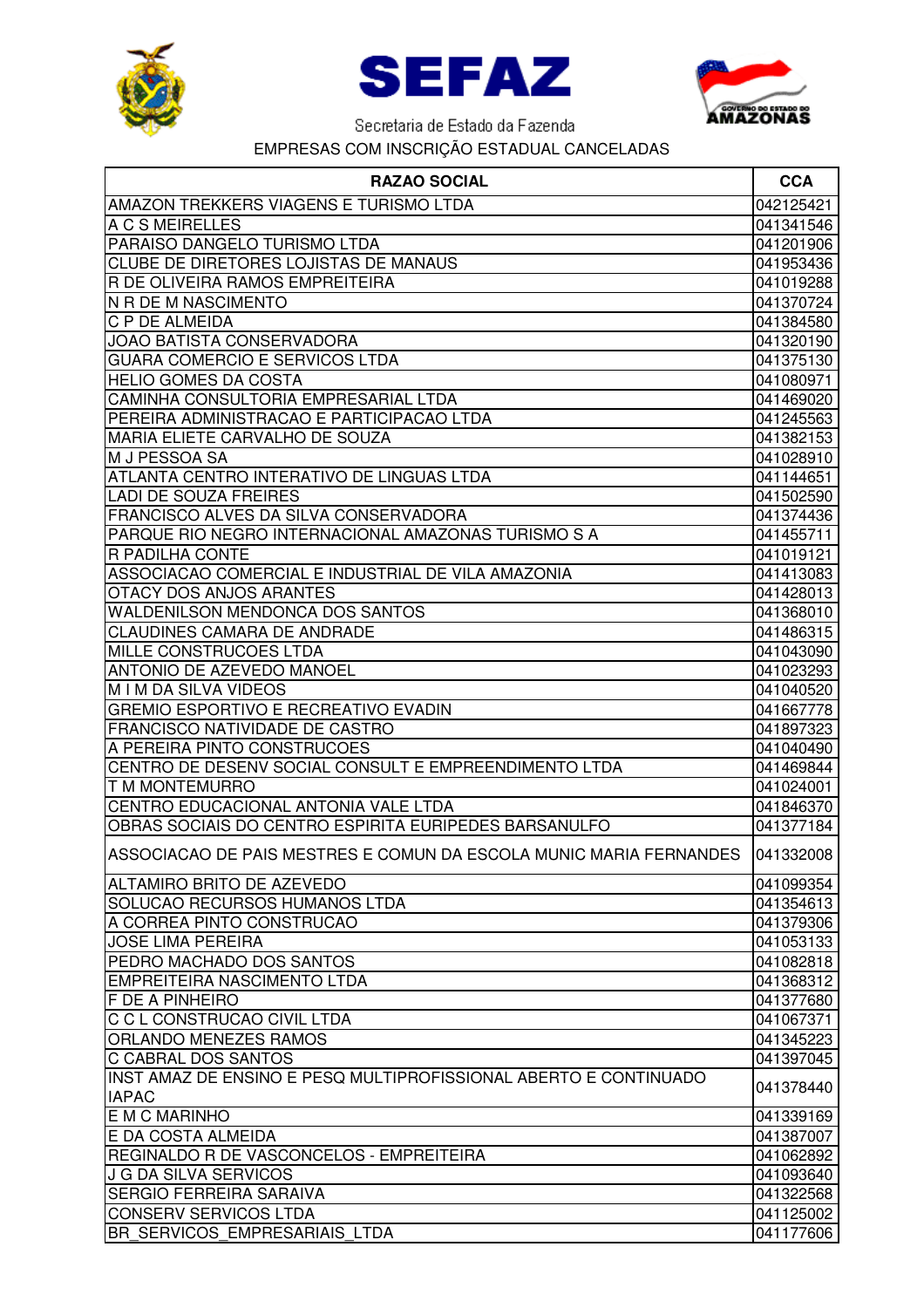SEFAZ

Secretaria de Estado da Fazenda

EMPRESAS COM INSCRIÇÃO ESTADUAL CANCELADAS

| RAZAO SOCIAL | CCA |
|---|---|
| AMAZON TREKKERS VIAGENS E TURISMO LTDA | 042125421 |
| A C S MEIRELLES | 041341546 |
| PARAISO DANGELO TURISMO LTDA | 041201906 |
| CLUBE DE DIRETORES LOJISTAS DE MANAUS | 041953436 |
| R DE OLIVEIRA RAMOS EMPREITEIRA | 041019288 |
| N R DE M NASCIMENTO | 041370724 |
| C P DE ALMEIDA | 041384580 |
| JOAO BATISTA CONSERVADORA | 041320190 |
| GUARA COMERCIO E SERVICOS LTDA | 041375130 |
| HELIO GOMES DA COSTA | 041080971 |
| CAMINHA CONSULTORIA EMPRESARIAL LTDA | 041469020 |
| PEREIRA ADMINISTRACAO E PARTICIPACAO LTDA | 041245563 |
| MARIA ELIETE CARVALHO DE SOUZA | 041382153 |
| M J PESSOA SA | 041028910 |
| ATLANTA CENTRO INTERATIVO DE LINGUAS LTDA | 041144651 |
| LADI DE SOUZA FREIRES | 041502590 |
| FRANCISCO ALVES DA SILVA CONSERVADORA | 041374436 |
| PARQUE RIO NEGRO INTERNACIONAL AMAZONAS TURISMO S A | 041455711 |
| R PADILHA CONTE | 041019121 |
| ASSOCIACAO COMERCIAL E INDUSTRIAL DE VILA AMAZONIA | 041413083 |
| OTACY DOS ANJOS ARANTES | 041428013 |
| WALDENILSON MENDONCA DOS SANTOS | 041368010 |
| CLAUDINES CAMARA DE ANDRADE | 041486315 |
| MILLE CONSTRUCOES LTDA | 041043090 |
| ANTONIO DE AZEVEDO MANOEL | 041023293 |
| M I M DA SILVA VIDEOS | 041040520 |
| GREMIO ESPORTIVO E RECREATIVO EVADIN | 041667778 |
| FRANCISCO NATIVIDADE DE CASTRO | 041897323 |
| A PEREIRA PINTO CONSTRUCOES | 041040490 |
| CENTRO DE DESENV SOCIAL CONSULT E EMPREENDIMENTO LTDA | 041469844 |
| T M MONTEMURRO | 041024001 |
| CENTRO EDUCACIONAL ANTONIA VALE LTDA | 041846370 |
| OBRAS SOCIAIS DO CENTRO ESPIRITA EURIPEDES BARSANULFO | 041377184 |
| ASSOCIACAO DE PAIS MESTRES E COMUN DA ESCOLA MUNIC MARIA FERNANDES | 041332008 |
| ALTAMIRO BRITO DE AZEVEDO | 041099354 |
| SOLUCAO RECURSOS HUMANOS LTDA | 041354613 |
| A CORREA PINTO CONSTRUCAO | 041379306 |
| JOSE LIMA PEREIRA | 041053133 |
| PEDRO MACHADO DOS SANTOS | 041082818 |
| EMPREITEIRA NASCIMENTO LTDA | 041368312 |
| F DE A PINHEIRO | 041377680 |
| C C L CONSTRUCAO CIVIL LTDA | 041067371 |
| ORLANDO MENEZES RAMOS | 041345223 |
| C CABRAL DOS SANTOS | 041397045 |
| INST AMAZ DE ENSINO E PESQ MULTIPROFISSIONAL ABERTO E CONTINUADO IAPAC | 041378440 |
| E M C MARINHO | 041339169 |
| E DA COSTA ALMEIDA | 041387007 |
| REGINALDO R DE VASCONCELOS - EMPREITEIRA | 041062892 |
| J G DA SILVA SERVICOS | 041093640 |
| SERGIO FERREIRA SARAIVA | 041322568 |
| CONSERV SERVICOS LTDA | 041125002 |
| BR_SERVICOS_EMPRESARIAIS_LTDA | 041177606 |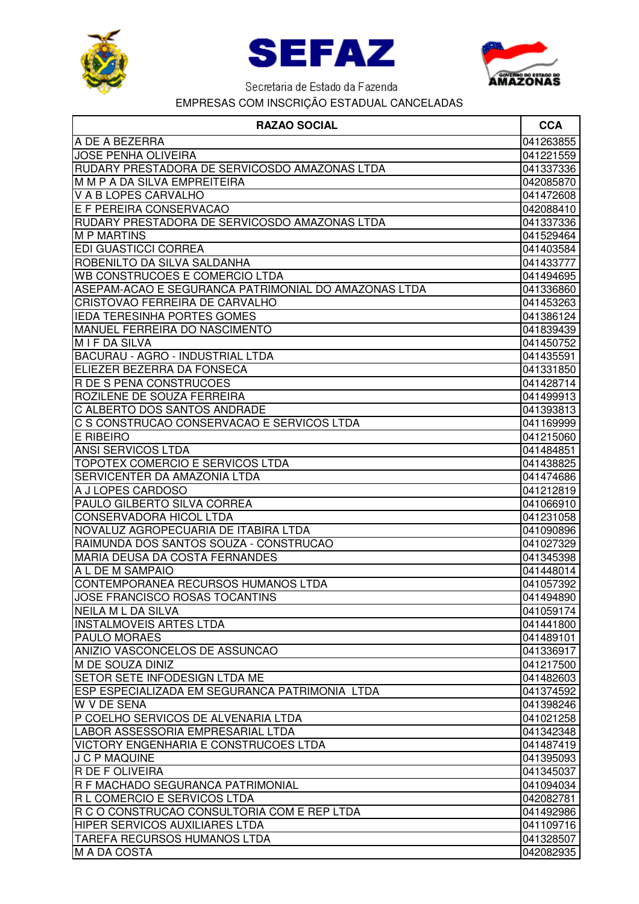SEFAZ

Secretaria de Estado da Fazenda

EMPRESAS COM INSCRIÇÃO ESTADUAL CANCELADAS

| RAZAO SOCIAL | CCA |
|---|---|
| A DE A BEZERRA | 041263855 |
| JOSE PENHA OLIVEIRA | 041221559 |
| RUDARY PRESTADORA DE SERVICOSDO AMAZONAS LTDA | 041337336 |
| M M P A DA SILVA EMPREITEIRA | 042085870 |
| V A B LOPES CARVALHO | 041472608 |
| E F PEREIRA CONSERVACAO | 042088410 |
| RUDARY PRESTADORA DE SERVICOSDO AMAZONAS LTDA | 041337336 |
| M P MARTINS | 041529464 |
| EDI GUASTICCI CORREA | 041403584 |
| ROBENILTO DA SILVA SALDANHA | 041433777 |
| WB CONSTRUCOES E COMERCIO LTDA | 041494695 |
| ASEPAM-ACAO E SEGURANCA PATRIMONIAL DO AMAZONAS LTDA | 041336860 |
| CRISTOVAO FERREIRA DE CARVALHO | 041453263 |
| IEDA TERESINHA PORTES GOMES | 041386124 |
| MANUEL FERREIRA DO NASCIMENTO | 041839439 |
| M I F DA SILVA | 041450752 |
| BACURAU - AGRO - INDUSTRIAL LTDA | 041435591 |
| ELIEZER BEZERRA DA FONSECA | 041331850 |
| R DE S PENA CONSTRUCOES | 041428714 |
| ROZILENE DE SOUZA FERREIRA | 041499913 |
| C ALBERTO DOS SANTOS ANDRADE | 041393813 |
| C S CONSTRUCAO CONSERVACAO E SERVICOS LTDA | 041169999 |
| E RIBEIRO | 041215060 |
| ANSI SERVICOS LTDA | 041484851 |
| TOPOTEX COMERCIO E SERVICOS LTDA | 041438825 |
| SERVICENTER DA AMAZONIA LTDA | 041474686 |
| A J LOPES CARDOSO | 041212819 |
| PAULO GILBERTO SILVA CORREA | 041066910 |
| CONSERVADORA HICOL LTDA | 041231058 |
| NOVALUZ AGROPECUARIA DE ITABIRA LTDA | 041090896 |
| RAIMUNDA DOS SANTOS SOUZA - CONSTRUCAO | 041027329 |
| MARIA DEUSA DA COSTA FERNANDES | 041345398 |
| A L DE M SAMPAIO | 041448014 |
| CONTEMPORANEA RECURSOS HUMANOS LTDA | 041057392 |
| JOSE FRANCISCO ROSAS TOCANTINS | 041494890 |
| NEILA M L DA SILVA | 041059174 |
| INSTALMOVEIS ARTES LTDA | 041441800 |
| PAULO MORAES | 041489101 |
| ANIZIO VASCONCELOS DE ASSUNCAO | 041336917 |
| M DE SOUZA DINIZ | 041217500 |
| SETOR SETE INFODESIGN LTDA ME | 041482603 |
| ESP ESPECIALIZADA EM SEGURANCA PATRIMONIA  LTDA | 041374592 |
| W V DE SENA | 041398246 |
| P COELHO SERVICOS DE ALVENARIA LTDA | 041021258 |
| LABOR ASSESSORIA EMPRESARIAL LTDA | 041342348 |
| VICTORY ENGENHARIA E CONSTRUCOES LTDA | 041487419 |
| J C P MAQUINE | 041395093 |
| R DE F OLIVEIRA | 041345037 |
| R F MACHADO SEGURANCA PATRIMONIAL | 041094034 |
| R L COMERCIO E SERVICOS LTDA | 042082781 |
| R C O CONSTRUCAO CONSULTORIA COM E REP LTDA | 041492986 |
| HIPER SERVICOS AUXILIARES LTDA | 041109716 |
| TAREFA RECURSOS HUMANOS LTDA | 041328507 |
| M A DA COSTA | 042082935 |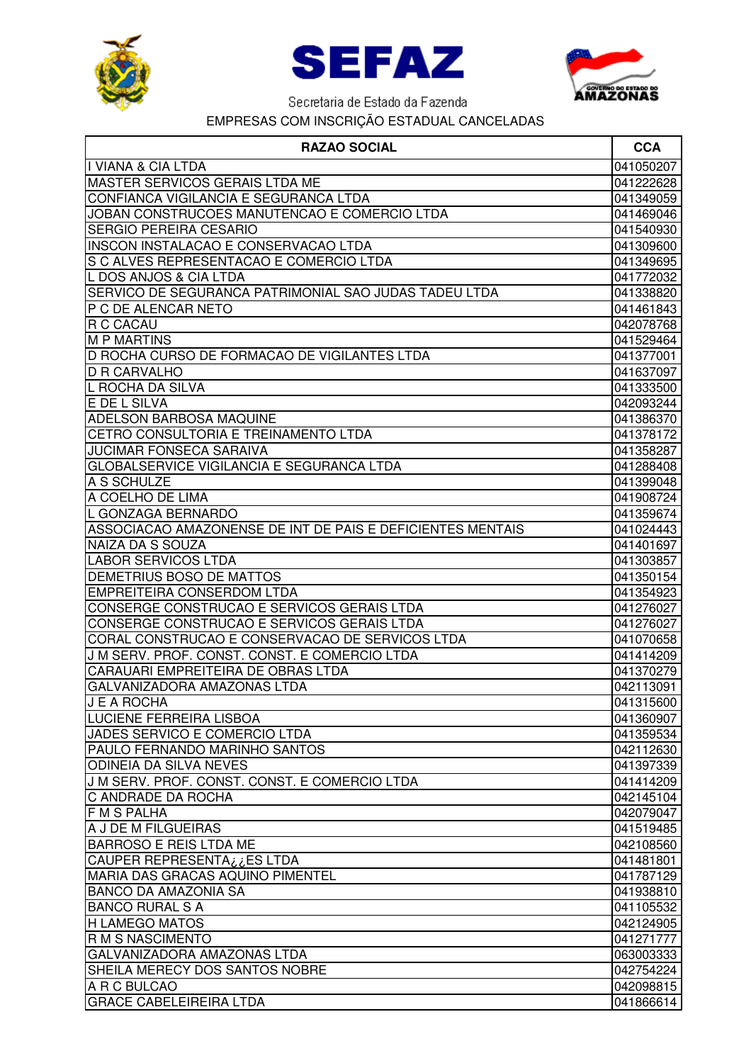SEFAZ

Secretaria de Estado da Fazenda

EMPRESAS COM INSCRIÇÃO ESTADUAL CANCELADAS

| RAZAO SOCIAL | CCA |
|---|---|
| I VIANA & CIA LTDA | 041050207 |
| MASTER SERVICOS GERAIS LTDA ME | 041222628 |
| CONFIANCA VIGILANCIA E SEGURANCA LTDA | 041349059 |
| JOBAN CONSTRUCOES MANUTENCAO E COMERCIO LTDA | 041469046 |
| SERGIO PEREIRA CESARIO | 041540930 |
| INSCON INSTALACAO E CONSERVACAO LTDA | 041309600 |
| S C ALVES REPRESENTACAO E COMERCIO LTDA | 041349695 |
| L DOS ANJOS & CIA LTDA | 041772032 |
| SERVICO DE SEGURANCA PATRIMONIAL SAO JUDAS TADEU LTDA | 041338820 |
| P C DE ALENCAR NETO | 041461843 |
| R C CACAU | 042078768 |
| M P MARTINS | 041529464 |
| D ROCHA CURSO DE FORMACAO DE VIGILANTES LTDA | 041377001 |
| D R CARVALHO | 041637097 |
| L ROCHA DA SILVA | 041333500 |
| E DE L SILVA | 042093244 |
| ADELSON BARBOSA MAQUINE | 041386370 |
| CETRO CONSULTORIA E TREINAMENTO LTDA | 041378172 |
| JUCIMAR FONSECA SARAIVA | 041358287 |
| GLOBALSERVICE VIGILANCIA E SEGURANCA LTDA | 041288408 |
| A S SCHULZE | 041399048 |
| A COELHO DE LIMA | 041908724 |
| L GONZAGA BERNARDO | 041359674 |
| ASSOCIACAO AMAZONENSE DE INT DE PAIS E DEFICIENTES MENTAIS | 041024443 |
| NAIZA DA S SOUZA | 041401697 |
| LABOR SERVICOS LTDA | 041303857 |
| DEMETRIUS BOSO DE MATTOS | 041350154 |
| EMPREITEIRA CONSERDOM LTDA | 041354923 |
| CONSERGE CONSTRUCAO E SERVICOS GERAIS LTDA | 041276027 |
| CONSERGE CONSTRUCAO E SERVICOS GERAIS LTDA | 041276027 |
| CORAL CONSTRUCAO E CONSERVACAO DE SERVICOS LTDA | 041070658 |
| J M SERV. PROF. CONST. CONST. E COMERCIO LTDA | 041414209 |
| CARAUARI EMPREITEIRA DE OBRAS LTDA | 041370279 |
| GALVANIZADORA AMAZONAS LTDA | 042113091 |
| J E A ROCHA | 041315600 |
| LUCIENE FERREIRA LISBOA | 041360907 |
| JADES SERVICO E COMERCIO LTDA | 041359534 |
| PAULO FERNANDO MARINHO SANTOS | 042112630 |
| ODINEIA DA SILVA NEVES | 041397339 |
| J M SERV. PROF. CONST. CONST. E COMERCIO LTDA | 041414209 |
| C ANDRADE DA ROCHA | 042145104 |
| F M S PALHA | 042079047 |
| A J DE M FILGUEIRAS | 041519485 |
| BARROSO E REIS LTDA ME | 042108560 |
| CAUPER REPRESENTA¿¿ES LTDA | 041481801 |
| MARIA DAS GRACAS AQUINO PIMENTEL | 041787129 |
| BANCO DA AMAZONIA SA | 041938810 |
| BANCO RURAL S A | 041105532 |
| H LAMEGO MATOS | 042124905 |
| R M S NASCIMENTO | 041271777 |
| GALVANIZADORA AMAZONAS LTDA | 063003333 |
| SHEILA MERECY DOS SANTOS NOBRE | 042754224 |
| A R C BULCAO | 042098815 |
| GRACE CABELEIREIRA LTDA | 041866614 |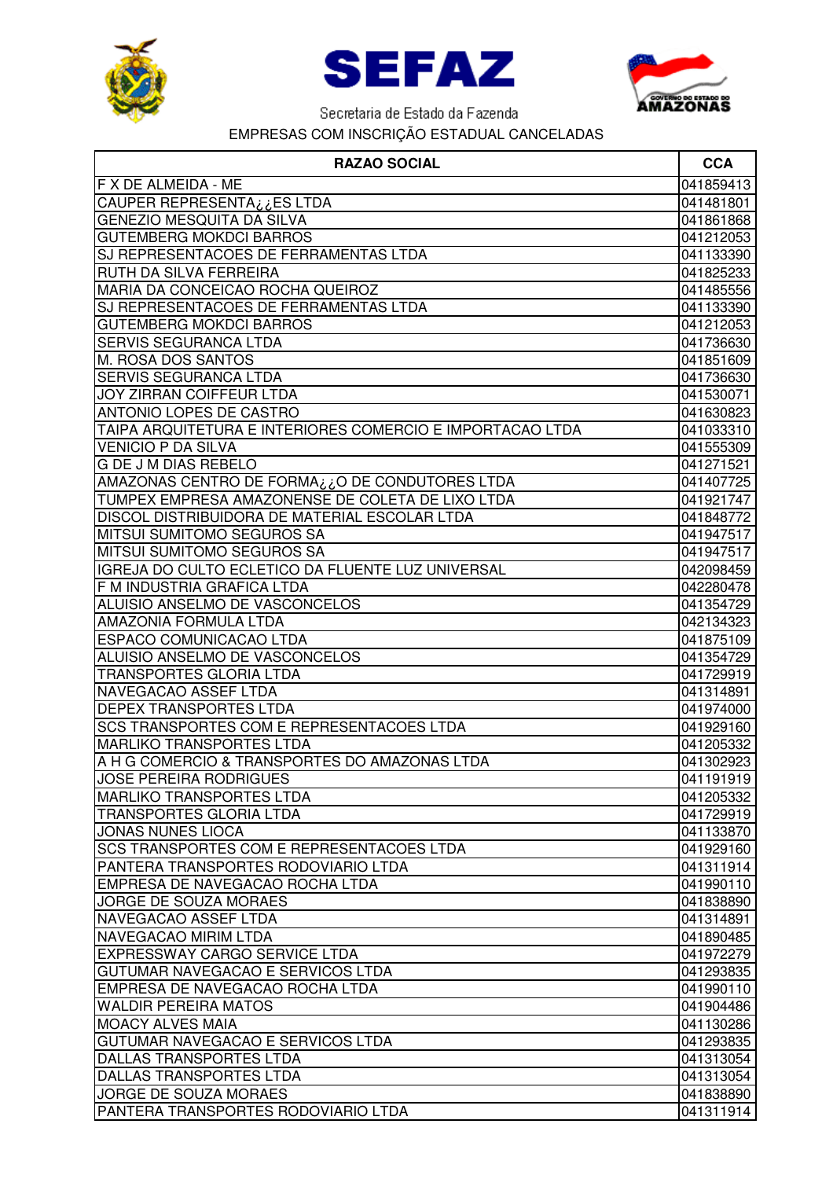SEFAZ

Secretaria de Estado da Fazenda

EMPRESAS COM INSCRIÇÃO ESTADUAL CANCELADAS

| RAZAO SOCIAL | CCA |
|---|---|
| F X DE ALMEIDA - ME | 041859413 |
| CAUPER REPRESENTA¿¿ES LTDA | 041481801 |
| GENEZIO MESQUITA DA SILVA | 041861868 |
| GUTEMBERG MOKDCI BARROS | 041212053 |
| SJ REPRESENTACOES DE FERRAMENTAS LTDA | 041133390 |
| RUTH DA SILVA FERREIRA | 041825233 |
| MARIA DA CONCEICAO ROCHA QUEIROZ | 041485556 |
| SJ REPRESENTACOES DE FERRAMENTAS LTDA | 041133390 |
| GUTEMBERG MOKDCI BARROS | 041212053 |
| SERVIS SEGURANCA LTDA | 041736630 |
| M. ROSA DOS SANTOS | 041851609 |
| SERVIS SEGURANCA LTDA | 041736630 |
| JOY ZIRRAN COIFFEUR LTDA | 041530071 |
| ANTONIO LOPES DE CASTRO | 041630823 |
| TAIPA ARQUITETURA E INTERIORES COMERCIO E IMPORTACAO LTDA | 041033310 |
| VENICIO P DA SILVA | 041555309 |
| G DE J M DIAS REBELO | 041271521 |
| AMAZONAS CENTRO DE FORMA¿¿O DE CONDUTORES LTDA | 041407725 |
| TUMPEX EMPRESA AMAZONENSE DE COLETA DE LIXO LTDA | 041921747 |
| DISCOL DISTRIBUIDORA DE MATERIAL ESCOLAR LTDA | 041848772 |
| MITSUI SUMITOMO SEGUROS SA | 041947517 |
| MITSUI SUMITOMO SEGUROS SA | 041947517 |
| IGREJA DO CULTO ECLETICO DA FLUENTE LUZ UNIVERSAL | 042098459 |
| F M INDUSTRIA GRAFICA LTDA | 042280478 |
| ALUISIO ANSELMO DE VASCONCELOS | 041354729 |
| AMAZONIA FORMULA LTDA | 042134323 |
| ESPACO COMUNICACAO LTDA | 041875109 |
| ALUISIO ANSELMO DE VASCONCELOS | 041354729 |
| TRANSPORTES GLORIA LTDA | 041729919 |
| NAVEGACAO ASSEF LTDA | 041314891 |
| DEPEX TRANSPORTES LTDA | 041974000 |
| SCS TRANSPORTES COM E REPRESENTACOES LTDA | 041929160 |
| MARLIKO TRANSPORTES LTDA | 041205332 |
| A H G COMERCIO & TRANSPORTES DO AMAZONAS LTDA | 041302923 |
| JOSE PEREIRA RODRIGUES | 041191919 |
| MARLIKO TRANSPORTES LTDA | 041205332 |
| TRANSPORTES GLORIA LTDA | 041729919 |
| JONAS NUNES LIOCA | 041133870 |
| SCS TRANSPORTES COM E REPRESENTACOES LTDA | 041929160 |
| PANTERA TRANSPORTES RODOVIARIO LTDA | 041311914 |
| EMPRESA DE NAVEGACAO ROCHA LTDA | 041990110 |
| JORGE DE SOUZA MORAES | 041838890 |
| NAVEGACAO ASSEF LTDA | 041314891 |
| NAVEGACAO MIRIM LTDA | 041890485 |
| EXPRESSWAY CARGO SERVICE LTDA | 041972279 |
| GUTUMAR NAVEGACAO E SERVICOS LTDA | 041293835 |
| EMPRESA DE NAVEGACAO ROCHA LTDA | 041990110 |
| WALDIR PEREIRA MATOS | 041904486 |
| MOACY ALVES MAIA | 041130286 |
| GUTUMAR NAVEGACAO E SERVICOS LTDA | 041293835 |
| DALLAS TRANSPORTES LTDA | 041313054 |
| DALLAS TRANSPORTES LTDA | 041313054 |
| JORGE DE SOUZA MORAES | 041838890 |
| PANTERA TRANSPORTES RODOVIARIO LTDA | 041311914 |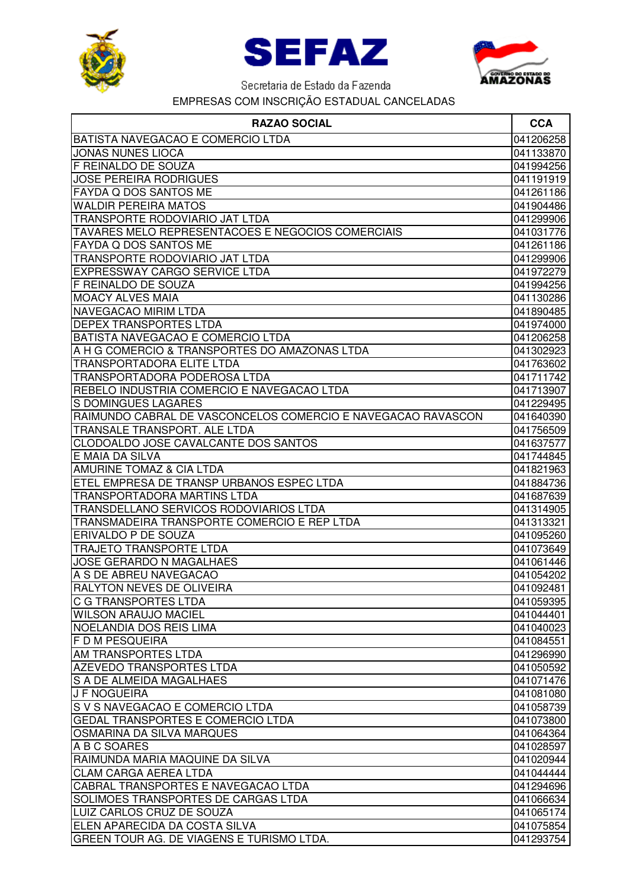SEFAZ

Secretaria de Estado da Fazenda

EMPRESAS COM INSCRIÇÃO ESTADUAL CANCELADAS

| RAZAO SOCIAL | CCA |
|---|---|
| BATISTA NAVEGACAO E COMERCIO LTDA | 041206258 |
| JONAS NUNES LIOCA | 041133870 |
| F REINALDO DE SOUZA | 041994256 |
| JOSE PEREIRA RODRIGUES | 041191919 |
| FAYDA Q DOS SANTOS ME | 041261186 |
| WALDIR PEREIRA MATOS | 041904486 |
| TRANSPORTE RODOVIARIO JAT LTDA | 041299906 |
| TAVARES MELO REPRESENTACOES E NEGOCIOS COMERCIAIS | 041031776 |
| FAYDA Q DOS SANTOS ME | 041261186 |
| TRANSPORTE RODOVIARIO JAT LTDA | 041299906 |
| EXPRESSWAY CARGO SERVICE LTDA | 041972279 |
| F REINALDO DE SOUZA | 041994256 |
| MOACY ALVES MAIA | 041130286 |
| NAVEGACAO MIRIM LTDA | 041890485 |
| DEPEX TRANSPORTES LTDA | 041974000 |
| BATISTA NAVEGACAO E COMERCIO LTDA | 041206258 |
| A H G COMERCIO & TRANSPORTES DO AMAZONAS LTDA | 041302923 |
| TRANSPORTADORA ELITE LTDA | 041763602 |
| TRANSPORTADORA PODEROSA LTDA | 041711742 |
| REBELO INDUSTRIA COMERCIO E NAVEGACAO LTDA | 041713907 |
| S DOMINGUES LAGARES | 041229495 |
| RAIMUNDO CABRAL DE VASCONCELOS COMERCIO E NAVEGACAO RAVASCON | 041640390 |
| TRANSALE TRANSPORT. ALE LTDA | 041756509 |
| CLODOALDO JOSE CAVALCANTE DOS SANTOS | 041637577 |
| E MAIA DA SILVA | 041744845 |
| AMURINE TOMAZ & CIA LTDA | 041821963 |
| ETEL EMPRESA DE TRANSP URBANOS ESPEC LTDA | 041884736 |
| TRANSPORTADORA MARTINS LTDA | 041687639 |
| TRANSDELLANO SERVICOS RODOVIARIOS LTDA | 041314905 |
| TRANSMADEIRA TRANSPORTE COMERCIO E REP LTDA | 041313321 |
| ERIVALDO P DE SOUZA | 041095260 |
| TRAJETO TRANSPORTE LTDA | 041073649 |
| JOSE GERARDO N MAGALHAES | 041061446 |
| A S DE ABREU NAVEGACAO | 041054202 |
| RALYTON NEVES DE OLIVEIRA | 041092481 |
| C G TRANSPORTES LTDA | 041059395 |
| WILSON ARAUJO MACIEL | 041044401 |
| NOELANDIA DOS REIS LIMA | 041040023 |
| F D M PESQUEIRA | 041084551 |
| AM TRANSPORTES LTDA | 041296990 |
| AZEVEDO TRANSPORTES LTDA | 041050592 |
| S A DE ALMEIDA MAGALHAES | 041071476 |
| J F NOGUEIRA | 041081080 |
| S V S NAVEGACAO E COMERCIO LTDA | 041058739 |
| GEDAL TRANSPORTES E COMERCIO LTDA | 041073800 |
| OSMARINA DA SILVA MARQUES | 041064364 |
| A B C SOARES | 041028597 |
| RAIMUNDA MARIA MAQUINE DA SILVA | 041020944 |
| CLAM CARGA AEREA LTDA | 041044444 |
| CABRAL TRANSPORTES E NAVEGACAO LTDA | 041294696 |
| SOLIMOES TRANSPORTES DE CARGAS LTDA | 041066634 |
| LUIZ CARLOS CRUZ DE SOUZA | 041065174 |
| ELEN APARECIDA DA COSTA SILVA | 041075854 |
| GREEN TOUR AG. DE VIAGENS E TURISMO LTDA. | 041293754 |